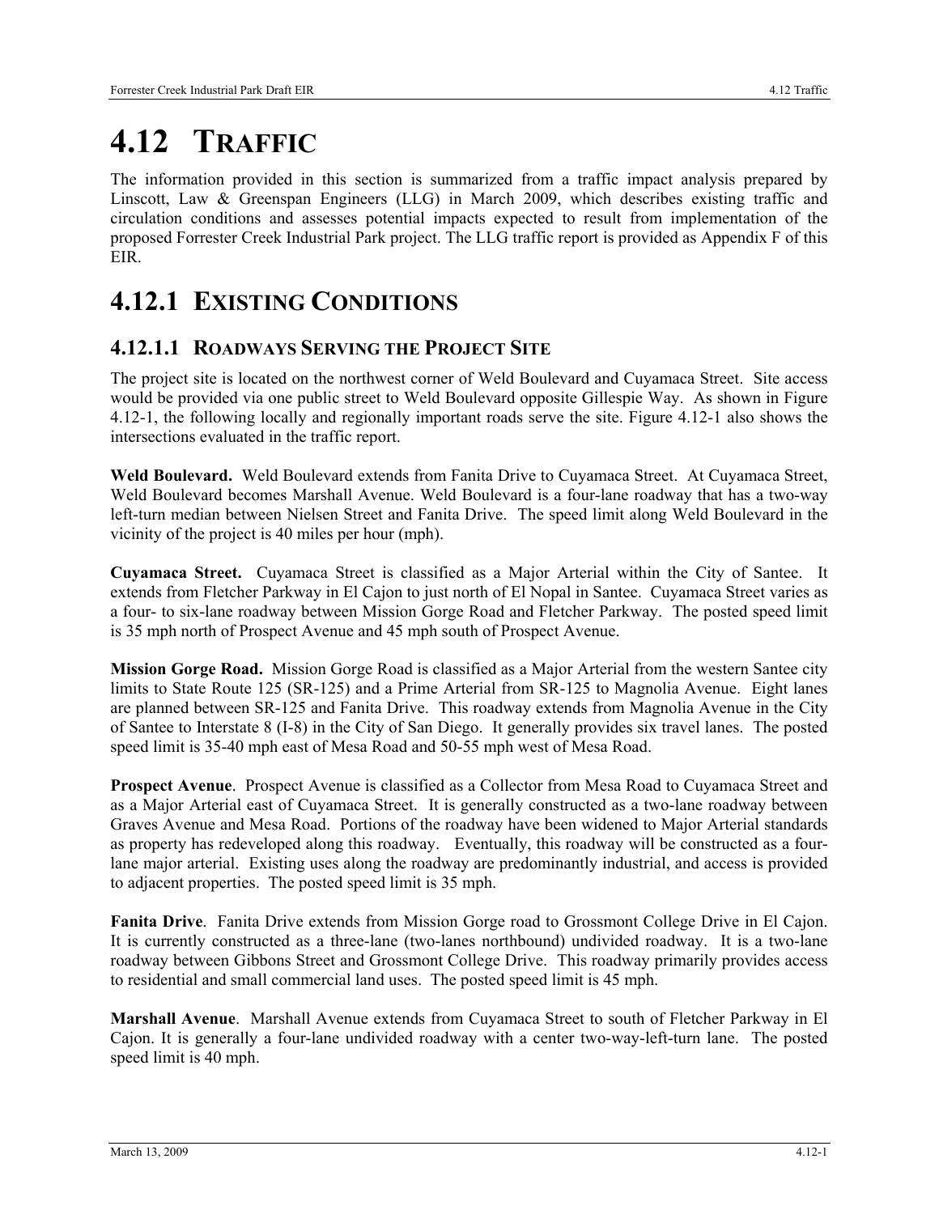# 4.12 TRAFFIC

The information provided in this section is summarized from a traffic impact analysis prepared by Linscott, Law & Greenspan Engineers (LLG) in March 2009, which describes existing traffic and circulation conditions and assesses potential impacts expected to result from implementation of the proposed Forrester Creek Industrial Park project. The LLG traffic report is provided as Appendix F of this EIR.

## 4.12.1 EXISTING CONDITIONS

### 4.12.1.1 ROADWAYS SERVING THE PROJECT SITE

The project site is located on the northwest corner of Weld Boulevard and Cuyamaca Street. Site access would be provided via one public street to Weld Boulevard opposite Gillespie Way. As shown in Figure 4.12-1, the following locally and regionally important roads serve the site. Figure 4.12-1 also shows the intersections evaluated in the traffic report.

**Weld Boulevard.** Weld Boulevard extends from Fanita Drive to Cuyamaca Street. At Cuyamaca Street, Weld Boulevard becomes Marshall Avenue. Weld Boulevard is a four-lane roadway that has a two-way left-turn median between Nielsen Street and Fanita Drive. The speed limit along Weld Boulevard in the vicinity of the project is 40 miles per hour (mph).

**Cuyamaca Street.** Cuyamaca Street is classified as a Major Arterial within the City of Santee. It extends from Fletcher Parkway in El Cajon to just north of El Nopal in Santee. Cuyamaca Street varies as a four- to six-lane roadway between Mission Gorge Road and Fletcher Parkway. The posted speed limit is 35 mph north of Prospect Avenue and 45 mph south of Prospect Avenue.

**Mission Gorge Road.** Mission Gorge Road is classified as a Major Arterial from the western Santee city limits to State Route 125 (SR-125) and a Prime Arterial from SR-125 to Magnolia Avenue. Eight lanes are planned between SR-125 and Fanita Drive. This roadway extends from Magnolia Avenue in the City of Santee to Interstate 8 (I-8) in the City of San Diego. It generally provides six travel lanes. The posted speed limit is 35-40 mph east of Mesa Road and 50-55 mph west of Mesa Road.

**Prospect Avenue**. Prospect Avenue is classified as a Collector from Mesa Road to Cuyamaca Street and as a Major Arterial east of Cuyamaca Street. It is generally constructed as a two-lane roadway between Graves Avenue and Mesa Road. Portions of the roadway have been widened to Major Arterial standards as property has redeveloped along this roadway. Eventually, this roadway will be constructed as a four-lane major arterial. Existing uses along the roadway are predominantly industrial, and access is provided to adjacent properties. The posted speed limit is 35 mph.

**Fanita Drive**. Fanita Drive extends from Mission Gorge road to Grossmont College Drive in El Cajon. It is currently constructed as a three-lane (two-lanes northbound) undivided roadway. It is a two-lane roadway between Gibbons Street and Grossmont College Drive. This roadway primarily provides access to residential and small commercial land uses. The posted speed limit is 45 mph.

**Marshall Avenue**. Marshall Avenue extends from Cuyamaca Street to south of Fletcher Parkway in El Cajon. It is generally a four-lane undivided roadway with a center two-way-left-turn lane. The posted speed limit is 40 mph.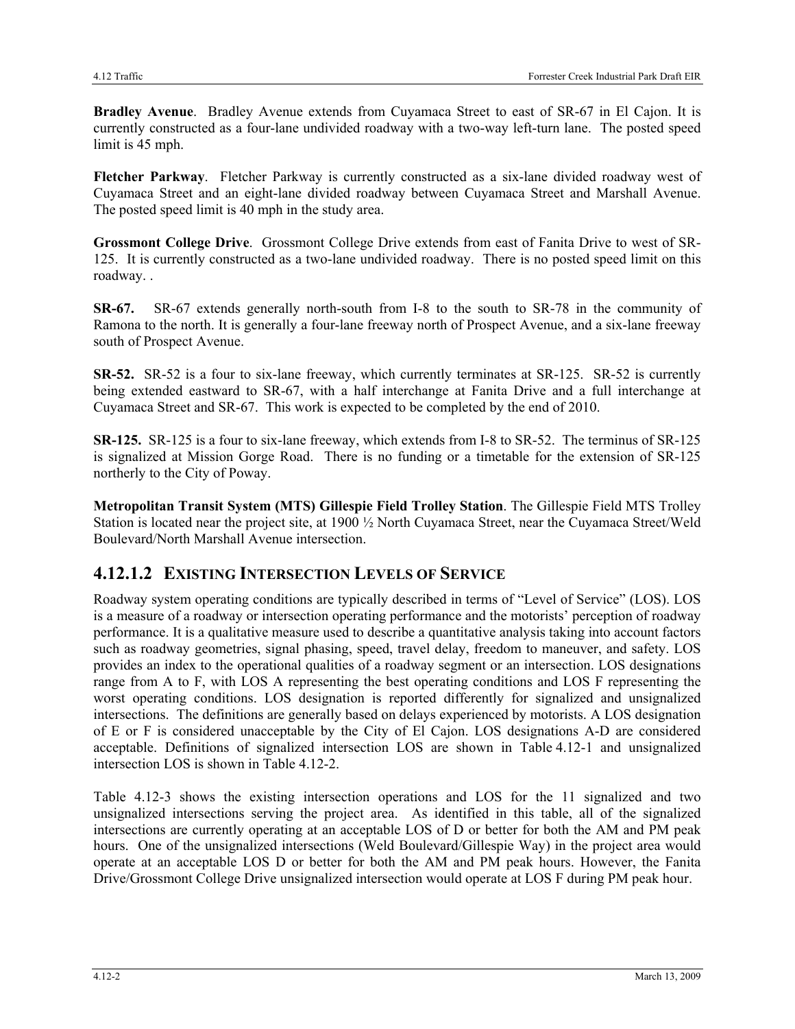**Bradley Avenue**. Bradley Avenue extends from Cuyamaca Street to east of SR-67 in El Cajon. It is currently constructed as a four-lane undivided roadway with a two-way left-turn lane. The posted speed limit is 45 mph.

**Fletcher Parkway**. Fletcher Parkway is currently constructed as a six-lane divided roadway west of Cuyamaca Street and an eight-lane divided roadway between Cuyamaca Street and Marshall Avenue. The posted speed limit is 40 mph in the study area.

**Grossmont College Drive**. Grossmont College Drive extends from east of Fanita Drive to west of SR-125. It is currently constructed as a two-lane undivided roadway. There is no posted speed limit on this roadway. .

**SR-67.** SR-67 extends generally north-south from I-8 to the south to SR-78 in the community of Ramona to the north. It is generally a four-lane freeway north of Prospect Avenue, and a six-lane freeway south of Prospect Avenue.

**SR-52.** SR-52 is a four to six-lane freeway, which currently terminates at SR-125. SR-52 is currently being extended eastward to SR-67, with a half interchange at Fanita Drive and a full interchange at Cuyamaca Street and SR-67. This work is expected to be completed by the end of 2010.

**SR-125.** SR-125 is a four to six-lane freeway, which extends from I-8 to SR-52. The terminus of SR-125 is signalized at Mission Gorge Road. There is no funding or a timetable for the extension of SR-125 northerly to the City of Poway.

**Metropolitan Transit System (MTS) Gillespie Field Trolley Station**. The Gillespie Field MTS Trolley Station is located near the project site, at 1900 ½ North Cuyamaca Street, near the Cuyamaca Street/Weld Boulevard/North Marshall Avenue intersection.

## 4.12.1.2 EXISTING INTERSECTION LEVELS OF SERVICE

Roadway system operating conditions are typically described in terms of "Level of Service" (LOS). LOS is a measure of a roadway or intersection operating performance and the motorists' perception of roadway performance. It is a qualitative measure used to describe a quantitative analysis taking into account factors such as roadway geometries, signal phasing, speed, travel delay, freedom to maneuver, and safety. LOS provides an index to the operational qualities of a roadway segment or an intersection. LOS designations range from A to F, with LOS A representing the best operating conditions and LOS F representing the worst operating conditions. LOS designation is reported differently for signalized and unsignalized intersections. The definitions are generally based on delays experienced by motorists. A LOS designation of E or F is considered unacceptable by the City of El Cajon. LOS designations A-D are considered acceptable. Definitions of signalized intersection LOS are shown in Table 4.12-1 and unsignalized intersection LOS is shown in Table 4.12-2.

Table 4.12-3 shows the existing intersection operations and LOS for the 11 signalized and two unsignalized intersections serving the project area. As identified in this table, all of the signalized intersections are currently operating at an acceptable LOS of D or better for both the AM and PM peak hours. One of the unsignalized intersections (Weld Boulevard/Gillespie Way) in the project area would operate at an acceptable LOS D or better for both the AM and PM peak hours. However, the Fanita Drive/Grossmont College Drive unsignalized intersection would operate at LOS F during PM peak hour.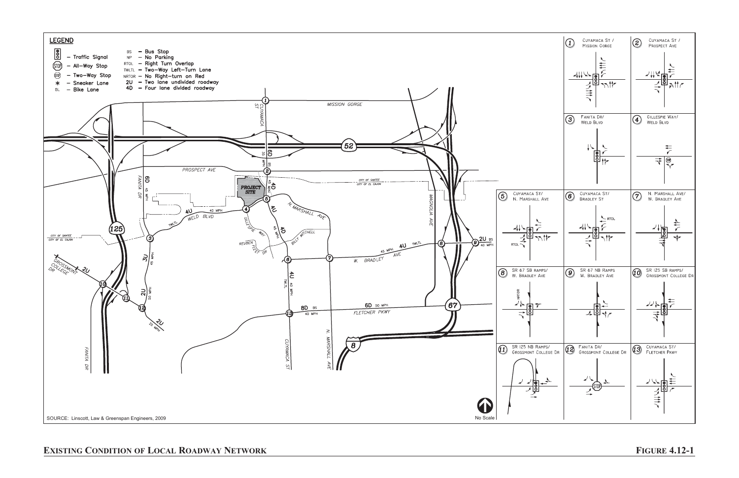**LEGEND**

- Traffic Signal
- All-Way Stop
- Two-Way Stop
- \* – Sneaker Lane
- BL – Bike Lane
- BS – Bus Stop
- NP – No Parking
- RTOL – Right Turn Overlap
- TWLTL – Two-Way Left-Turn Lane
- NRTOR – No Right-turn on Red
- 2U – Two lane undivided roadway
- 4D – Four lane divided roadway

1. Cuyamaca St / Mission Gorge
2. Cuyamaca St / Prospect Ave
3. Fanita Dr/ Weld Blvd
4. Gillespie Way/ Weld Blvd
5. Cuyamaca St/ N. Marshall Ave
6. Cuyamaca St/ Bradley St
7. N. Marshall Ave/ W. Bradley Ave
8. SR 67 SB Ramps/ W. Bradley Ave
9. SR 67 NB Ramps W. Bradley Ave
10. SR 125 SB Ramps/ Grossmont College Dr
11. SR 125 NB Ramps/ Grossmont College Dr
12. Fanita Dr/ Grossmont College Dr
13. Cuyamaca St/ Fletcher Pkwy

SOURCE: Linscott, Law & Greenspan Engineers, 2009

No Scale

**EXISTING CONDITION OF LOCAL ROADWAY NETWORK** **FIGURE 4.12-1**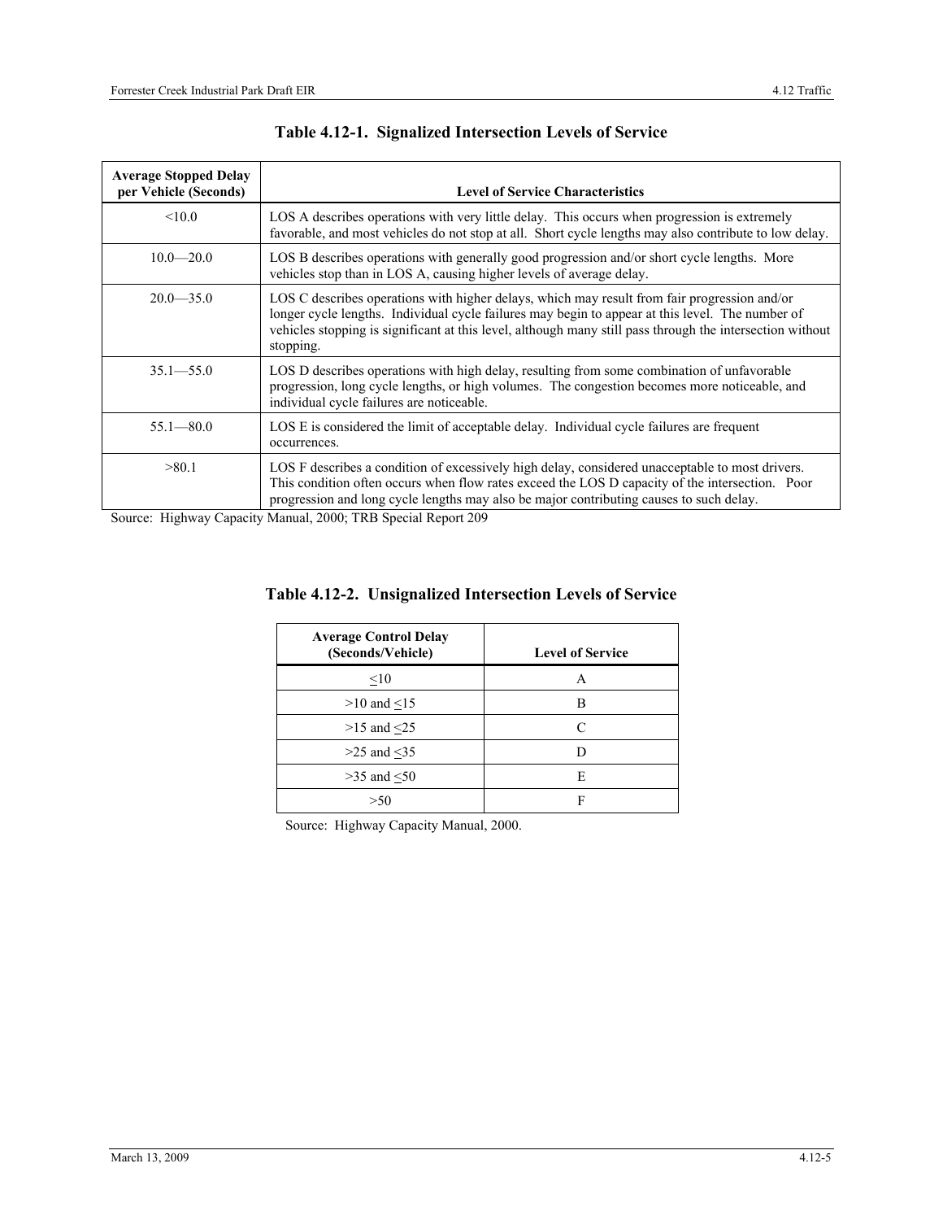**Table 4.12-1. Signalized Intersection Levels of Service**

| Average Stopped Delay per Vehicle (Seconds) | Level of Service Characteristics |
|---|---|
| <10.0 | LOS A describes operations with very little delay. This occurs when progression is extremely favorable, and most vehicles do not stop at all. Short cycle lengths may also contribute to low delay. |
| 10.0—20.0 | LOS B describes operations with generally good progression and/or short cycle lengths. More vehicles stop than in LOS A, causing higher levels of average delay. |
| 20.0—35.0 | LOS C describes operations with higher delays, which may result from fair progression and/or longer cycle lengths. Individual cycle failures may begin to appear at this level. The number of vehicles stopping is significant at this level, although many still pass through the intersection without stopping. |
| 35.1—55.0 | LOS D describes operations with high delay, resulting from some combination of unfavorable progression, long cycle lengths, or high volumes. The congestion becomes more noticeable, and individual cycle failures are noticeable. |
| 55.1—80.0 | LOS E is considered the limit of acceptable delay. Individual cycle failures are frequent occurrences. |
| >80.1 | LOS F describes a condition of excessively high delay, considered unacceptable to most drivers. This condition often occurs when flow rates exceed the LOS D capacity of the intersection. Poor progression and long cycle lengths may also be major contributing causes to such delay. |

Source: Highway Capacity Manual, 2000; TRB Special Report 209

**Table 4.12-2. Unsignalized Intersection Levels of Service**

| Average Control Delay (Seconds/Vehicle) | Level of Service |
|---|---|
| ≤10 | A |
| >10 and ≤15 | B |
| >15 and ≤25 | C |
| >25 and ≤35 | D |
| >35 and ≤50 | E |
| >50 | F |

Source: Highway Capacity Manual, 2000.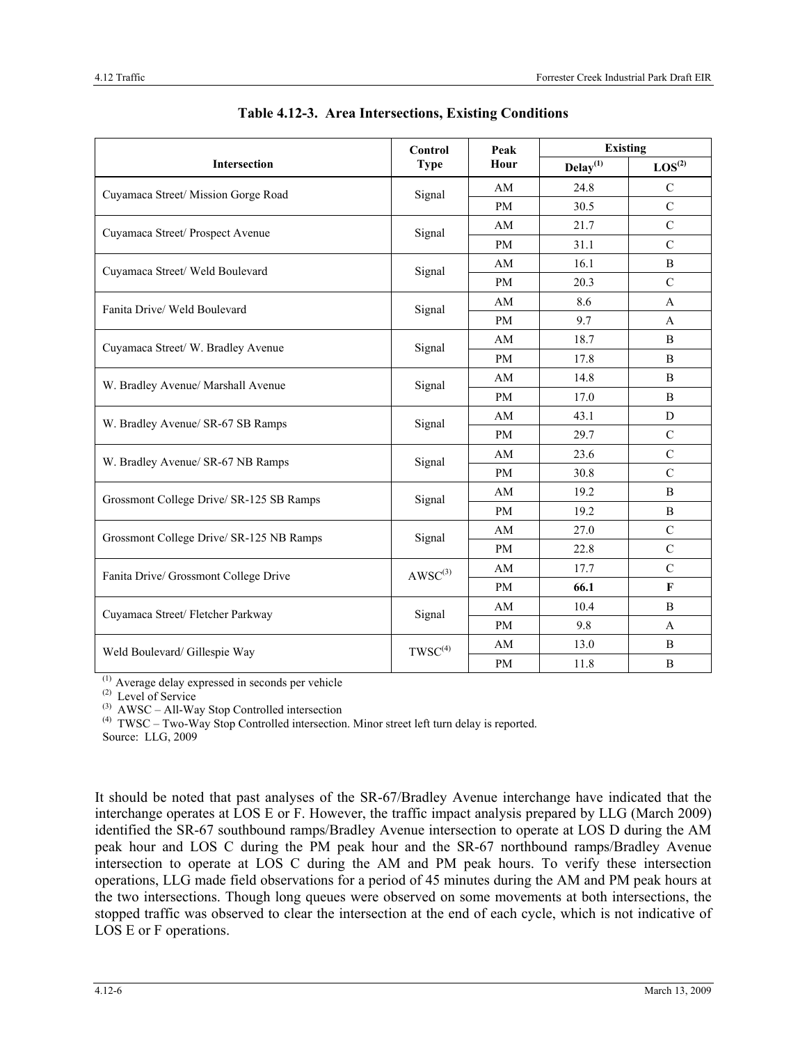**Table 4.12-3. Area Intersections, Existing Conditions**

| Intersection | Control Type | Peak Hour | Existing | |
|---|---|---|---|---|
| | | | Delay[(1)] | LOS[(2)] |
| Cuyamaca Street/ Mission Gorge Road | Signal | AM | 24.8 | C |
| | | PM | 30.5 | C |
| Cuyamaca Street/ Prospect Avenue | Signal | AM | 21.7 | C |
| | | PM | 31.1 | C |
| Cuyamaca Street/ Weld Boulevard | Signal | AM | 16.1 | B |
| | | PM | 20.3 | C |
| Fanita Drive/ Weld Boulevard | Signal | AM | 8.6 | A |
| | | PM | 9.7 | A |
| Cuyamaca Street/ W. Bradley Avenue | Signal | AM | 18.7 | B |
| | | PM | 17.8 | B |
| W. Bradley Avenue/ Marshall Avenue | Signal | AM | 14.8 | B |
| | | PM | 17.0 | B |
| W. Bradley Avenue/ SR-67 SB Ramps | Signal | AM | 43.1 | D |
| | | PM | 29.7 | C |
| W. Bradley Avenue/ SR-67 NB Ramps | Signal | AM | 23.6 | C |
| | | PM | 30.8 | C |
| Grossmont College Drive/ SR-125 SB Ramps | Signal | AM | 19.2 | B |
| | | PM | 19.2 | B |
| Grossmont College Drive/ SR-125 NB Ramps | Signal | AM | 27.0 | C |
| | | PM | 22.8 | C |
| Fanita Drive/ Grossmont College Drive | AWSC[(3)] | AM | 17.7 | C |
| | | PM | **66.1** | **F** |
| Cuyamaca Street/ Fletcher Parkway | Signal | AM | 10.4 | B |
| | | PM | 9.8 | A |
| Weld Boulevard/ Gillespie Way | TWSC[(4)] | AM | 13.0 | B |
| | | PM | 11.8 | B |

(1) Average delay expressed in seconds per vehicle
(2) Level of Service
(3) AWSC – All-Way Stop Controlled intersection
(4) TWSC – Two-Way Stop Controlled intersection. Minor street left turn delay is reported.
Source: LLG, 2009

It should be noted that past analyses of the SR-67/Bradley Avenue interchange have indicated that the interchange operates at LOS E or F. However, the traffic impact analysis prepared by LLG (March 2009) identified the SR-67 southbound ramps/Bradley Avenue intersection to operate at LOS D during the AM peak hour and LOS C during the PM peak hour and the SR-67 northbound ramps/Bradley Avenue intersection to operate at LOS C during the AM and PM peak hours. To verify these intersection operations, LLG made field observations for a period of 45 minutes during the AM and PM peak hours at the two intersections. Though long queues were observed on some movements at both intersections, the stopped traffic was observed to clear the intersection at the end of each cycle, which is not indicative of LOS E or F operations.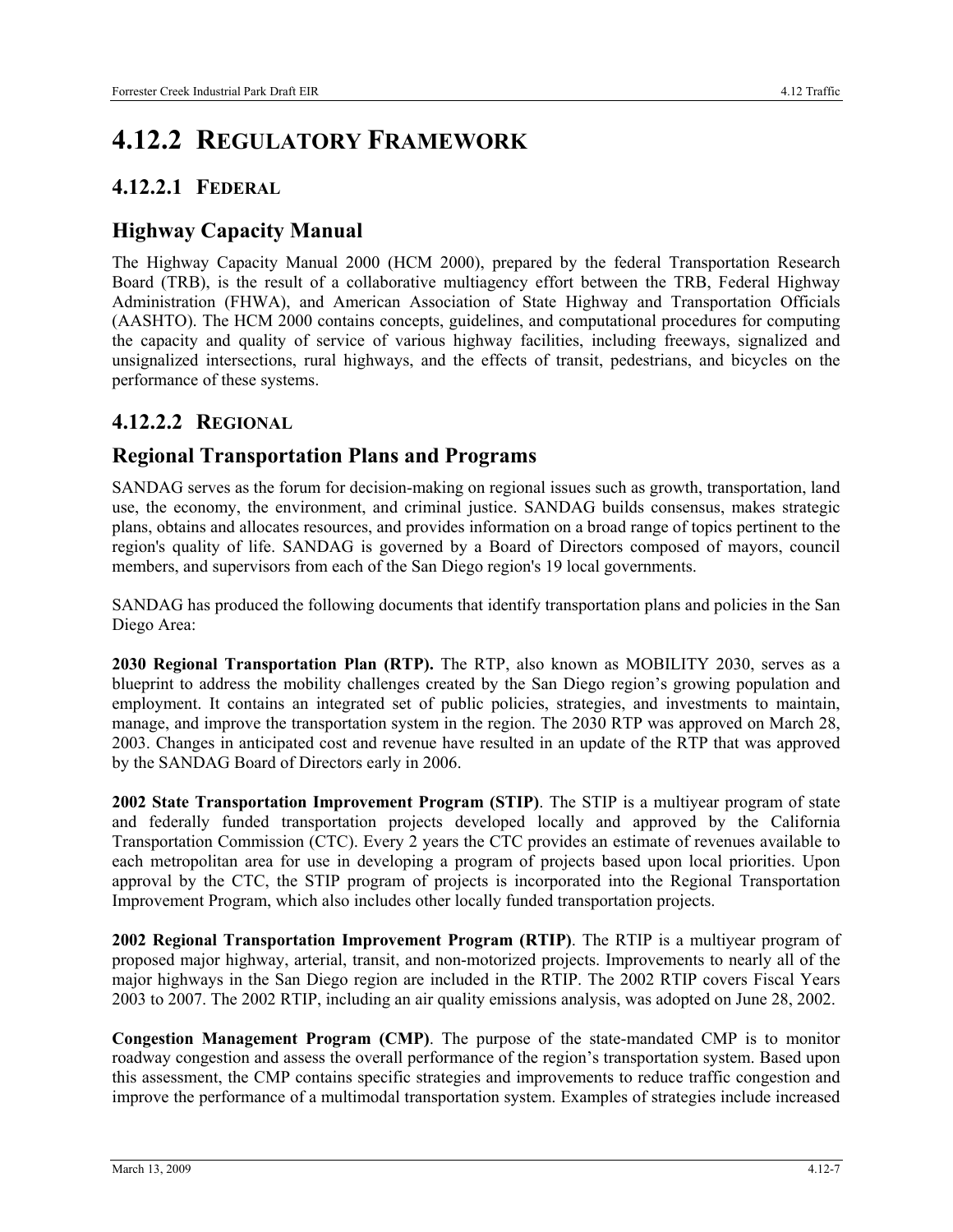# 4.12.2 REGULATORY FRAMEWORK

## 4.12.2.1 FEDERAL

### Highway Capacity Manual

The Highway Capacity Manual 2000 (HCM 2000), prepared by the federal Transportation Research Board (TRB), is the result of a collaborative multiagency effort between the TRB, Federal Highway Administration (FHWA), and American Association of State Highway and Transportation Officials (AASHTO). The HCM 2000 contains concepts, guidelines, and computational procedures for computing the capacity and quality of service of various highway facilities, including freeways, signalized and unsignalized intersections, rural highways, and the effects of transit, pedestrians, and bicycles on the performance of these systems.

## 4.12.2.2 REGIONAL

### Regional Transportation Plans and Programs

SANDAG serves as the forum for decision-making on regional issues such as growth, transportation, land use, the economy, the environment, and criminal justice. SANDAG builds consensus, makes strategic plans, obtains and allocates resources, and provides information on a broad range of topics pertinent to the region's quality of life. SANDAG is governed by a Board of Directors composed of mayors, council members, and supervisors from each of the San Diego region's 19 local governments.

SANDAG has produced the following documents that identify transportation plans and policies in the San Diego Area:

**2030 Regional Transportation Plan (RTP).** The RTP, also known as MOBILITY 2030, serves as a blueprint to address the mobility challenges created by the San Diego region's growing population and employment. It contains an integrated set of public policies, strategies, and investments to maintain, manage, and improve the transportation system in the region. The 2030 RTP was approved on March 28, 2003. Changes in anticipated cost and revenue have resulted in an update of the RTP that was approved by the SANDAG Board of Directors early in 2006.

**2002 State Transportation Improvement Program (STIP)**. The STIP is a multiyear program of state and federally funded transportation projects developed locally and approved by the California Transportation Commission (CTC). Every 2 years the CTC provides an estimate of revenues available to each metropolitan area for use in developing a program of projects based upon local priorities. Upon approval by the CTC, the STIP program of projects is incorporated into the Regional Transportation Improvement Program, which also includes other locally funded transportation projects.

**2002 Regional Transportation Improvement Program (RTIP)**. The RTIP is a multiyear program of proposed major highway, arterial, transit, and non-motorized projects. Improvements to nearly all of the major highways in the San Diego region are included in the RTIP. The 2002 RTIP covers Fiscal Years 2003 to 2007. The 2002 RTIP, including an air quality emissions analysis, was adopted on June 28, 2002.

**Congestion Management Program (CMP)**. The purpose of the state-mandated CMP is to monitor roadway congestion and assess the overall performance of the region's transportation system. Based upon this assessment, the CMP contains specific strategies and improvements to reduce traffic congestion and improve the performance of a multimodal transportation system. Examples of strategies include increased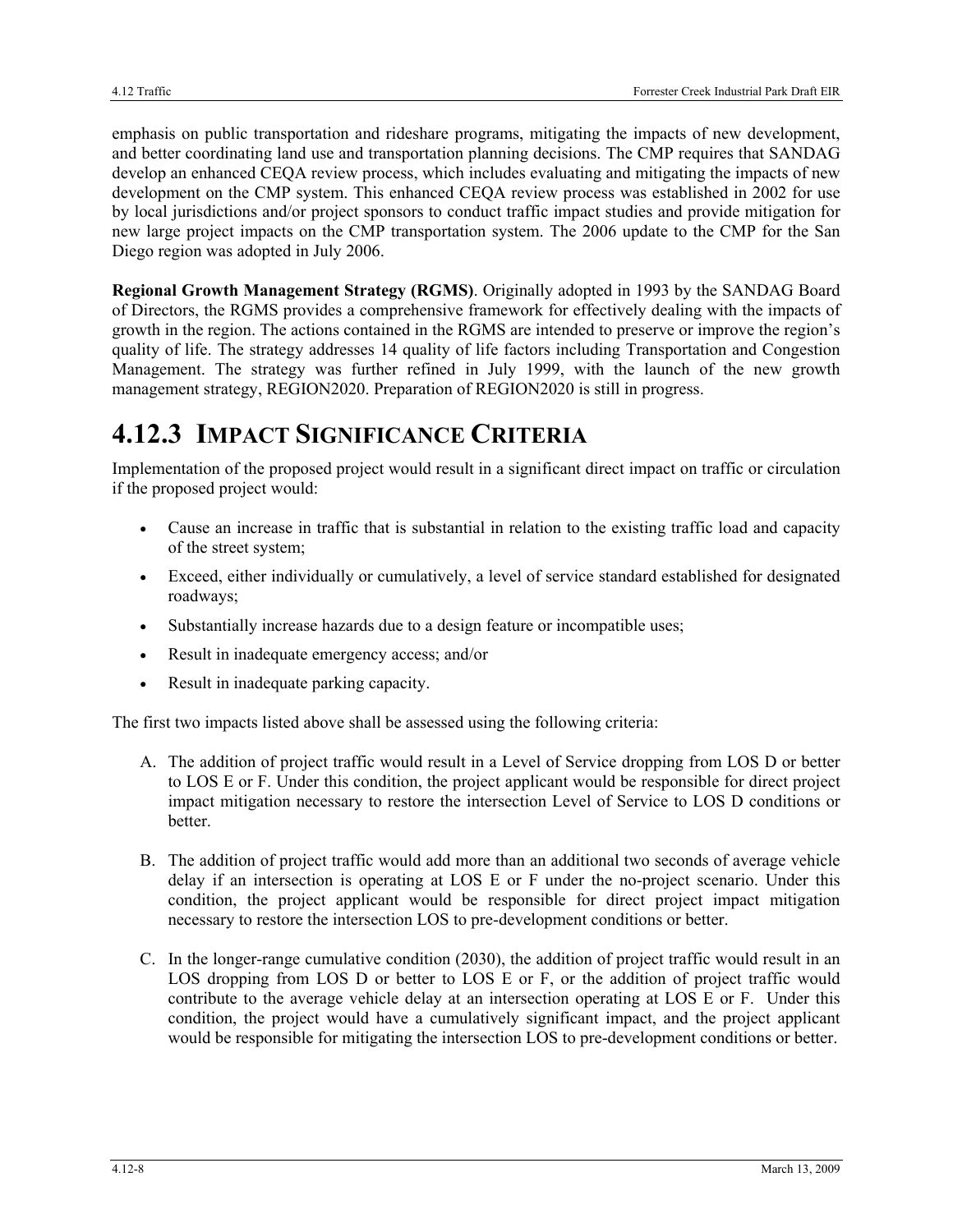emphasis on public transportation and rideshare programs, mitigating the impacts of new development, and better coordinating land use and transportation planning decisions. The CMP requires that SANDAG develop an enhanced CEQA review process, which includes evaluating and mitigating the impacts of new development on the CMP system. This enhanced CEQA review process was established in 2002 for use by local jurisdictions and/or project sponsors to conduct traffic impact studies and provide mitigation for new large project impacts on the CMP transportation system. The 2006 update to the CMP for the San Diego region was adopted in July 2006.

**Regional Growth Management Strategy (RGMS)**. Originally adopted in 1993 by the SANDAG Board of Directors, the RGMS provides a comprehensive framework for effectively dealing with the impacts of growth in the region. The actions contained in the RGMS are intended to preserve or improve the region's quality of life. The strategy addresses 14 quality of life factors including Transportation and Congestion Management. The strategy was further refined in July 1999, with the launch of the new growth management strategy, REGION2020. Preparation of REGION2020 is still in progress.

## 4.12.3 Impact Significance Criteria

Implementation of the proposed project would result in a significant direct impact on traffic or circulation if the proposed project would:

- Cause an increase in traffic that is substantial in relation to the existing traffic load and capacity of the street system;
- Exceed, either individually or cumulatively, a level of service standard established for designated roadways;
- Substantially increase hazards due to a design feature or incompatible uses;
- Result in inadequate emergency access; and/or
- Result in inadequate parking capacity.

The first two impacts listed above shall be assessed using the following criteria:

A. The addition of project traffic would result in a Level of Service dropping from LOS D or better to LOS E or F. Under this condition, the project applicant would be responsible for direct project impact mitigation necessary to restore the intersection Level of Service to LOS D conditions or better.

B. The addition of project traffic would add more than an additional two seconds of average vehicle delay if an intersection is operating at LOS E or F under the no-project scenario. Under this condition, the project applicant would be responsible for direct project impact mitigation necessary to restore the intersection LOS to pre-development conditions or better.

C. In the longer-range cumulative condition (2030), the addition of project traffic would result in an LOS dropping from LOS D or better to LOS E or F, or the addition of project traffic would contribute to the average vehicle delay at an intersection operating at LOS E or F. Under this condition, the project would have a cumulatively significant impact, and the project applicant would be responsible for mitigating the intersection LOS to pre-development conditions or better.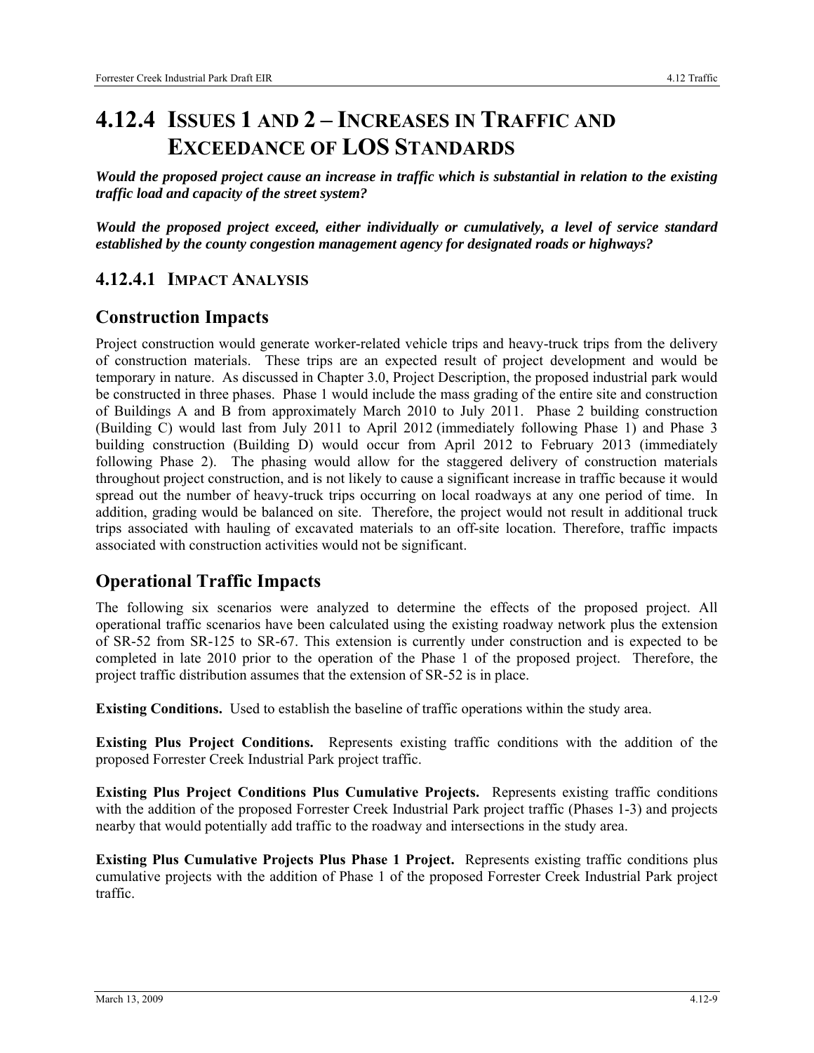# 4.12.4 Issues 1 and 2 – Increases in Traffic and Exceedance of LOS Standards

***Would the proposed project cause an increase in traffic which is substantial in relation to the existing traffic load and capacity of the street system?***

***Would the proposed project exceed, either individually or cumulatively, a level of service standard established by the county congestion management agency for designated roads or highways?***

## 4.12.4.1 Impact Analysis

## Construction Impacts

Project construction would generate worker-related vehicle trips and heavy-truck trips from the delivery of construction materials. These trips are an expected result of project development and would be temporary in nature. As discussed in Chapter 3.0, Project Description, the proposed industrial park would be constructed in three phases. Phase 1 would include the mass grading of the entire site and construction of Buildings A and B from approximately March 2010 to July 2011. Phase 2 building construction (Building C) would last from July 2011 to April 2012 (immediately following Phase 1) and Phase 3 building construction (Building D) would occur from April 2012 to February 2013 (immediately following Phase 2). The phasing would allow for the staggered delivery of construction materials throughout project construction, and is not likely to cause a significant increase in traffic because it would spread out the number of heavy-truck trips occurring on local roadways at any one period of time. In addition, grading would be balanced on site. Therefore, the project would not result in additional truck trips associated with hauling of excavated materials to an off-site location. Therefore, traffic impacts associated with construction activities would not be significant.

## Operational Traffic Impacts

The following six scenarios were analyzed to determine the effects of the proposed project. All operational traffic scenarios have been calculated using the existing roadway network plus the extension of SR-52 from SR-125 to SR-67. This extension is currently under construction and is expected to be completed in late 2010 prior to the operation of the Phase 1 of the proposed project. Therefore, the project traffic distribution assumes that the extension of SR-52 is in place.

**Existing Conditions.** Used to establish the baseline of traffic operations within the study area.

**Existing Plus Project Conditions.** Represents existing traffic conditions with the addition of the proposed Forrester Creek Industrial Park project traffic.

**Existing Plus Project Conditions Plus Cumulative Projects.** Represents existing traffic conditions with the addition of the proposed Forrester Creek Industrial Park project traffic (Phases 1-3) and projects nearby that would potentially add traffic to the roadway and intersections in the study area.

**Existing Plus Cumulative Projects Plus Phase 1 Project.** Represents existing traffic conditions plus cumulative projects with the addition of Phase 1 of the proposed Forrester Creek Industrial Park project traffic.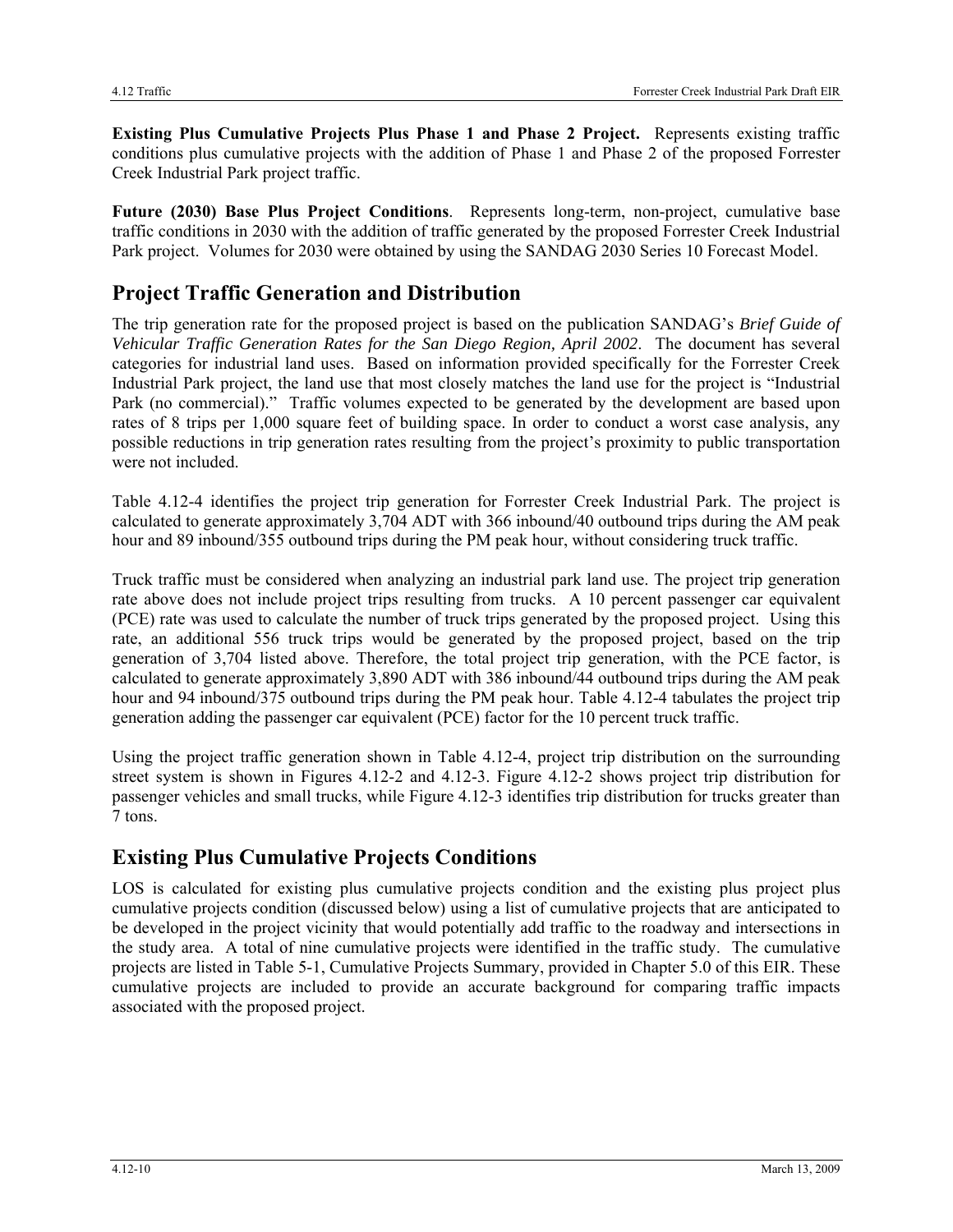**Existing Plus Cumulative Projects Plus Phase 1 and Phase 2 Project.** Represents existing traffic conditions plus cumulative projects with the addition of Phase 1 and Phase 2 of the proposed Forrester Creek Industrial Park project traffic.

**Future (2030) Base Plus Project Conditions**. Represents long-term, non-project, cumulative base traffic conditions in 2030 with the addition of traffic generated by the proposed Forrester Creek Industrial Park project. Volumes for 2030 were obtained by using the SANDAG 2030 Series 10 Forecast Model.

## Project Traffic Generation and Distribution

The trip generation rate for the proposed project is based on the publication SANDAG's *Brief Guide of Vehicular Traffic Generation Rates for the San Diego Region, April 2002*. The document has several categories for industrial land uses. Based on information provided specifically for the Forrester Creek Industrial Park project, the land use that most closely matches the land use for the project is "Industrial Park (no commercial)." Traffic volumes expected to be generated by the development are based upon rates of 8 trips per 1,000 square feet of building space. In order to conduct a worst case analysis, any possible reductions in trip generation rates resulting from the project's proximity to public transportation were not included.

Table 4.12-4 identifies the project trip generation for Forrester Creek Industrial Park. The project is calculated to generate approximately 3,704 ADT with 366 inbound/40 outbound trips during the AM peak hour and 89 inbound/355 outbound trips during the PM peak hour, without considering truck traffic.

Truck traffic must be considered when analyzing an industrial park land use. The project trip generation rate above does not include project trips resulting from trucks. A 10 percent passenger car equivalent (PCE) rate was used to calculate the number of truck trips generated by the proposed project. Using this rate, an additional 556 truck trips would be generated by the proposed project, based on the trip generation of 3,704 listed above. Therefore, the total project trip generation, with the PCE factor, is calculated to generate approximately 3,890 ADT with 386 inbound/44 outbound trips during the AM peak hour and 94 inbound/375 outbound trips during the PM peak hour. Table 4.12-4 tabulates the project trip generation adding the passenger car equivalent (PCE) factor for the 10 percent truck traffic.

Using the project traffic generation shown in Table 4.12-4, project trip distribution on the surrounding street system is shown in Figures 4.12-2 and 4.12-3. Figure 4.12-2 shows project trip distribution for passenger vehicles and small trucks, while Figure 4.12-3 identifies trip distribution for trucks greater than 7 tons.

## Existing Plus Cumulative Projects Conditions

LOS is calculated for existing plus cumulative projects condition and the existing plus project plus cumulative projects condition (discussed below) using a list of cumulative projects that are anticipated to be developed in the project vicinity that would potentially add traffic to the roadway and intersections in the study area. A total of nine cumulative projects were identified in the traffic study. The cumulative projects are listed in Table 5-1, Cumulative Projects Summary, provided in Chapter 5.0 of this EIR. These cumulative projects are included to provide an accurate background for comparing traffic impacts associated with the proposed project.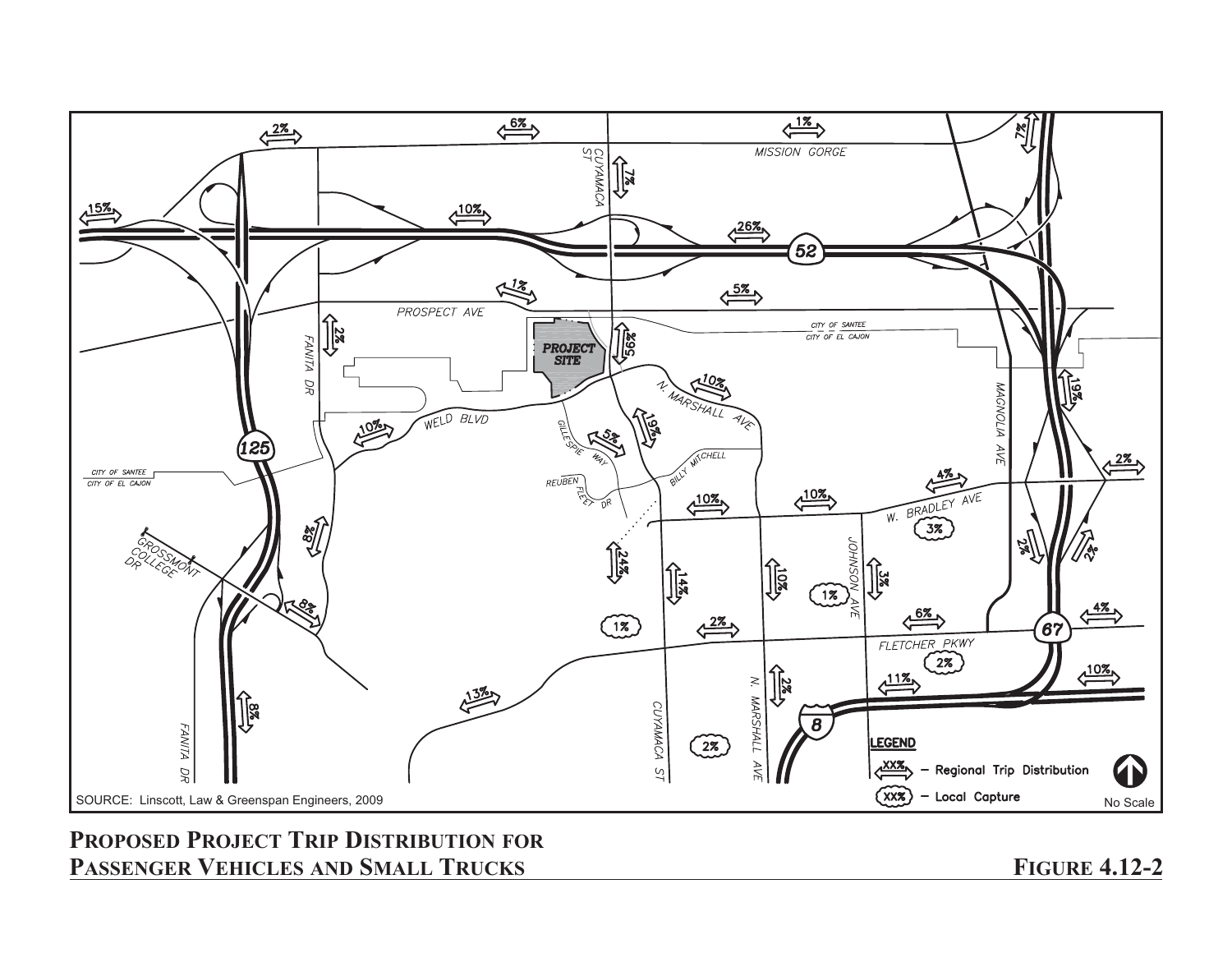SOURCE: Linscott, Law & Greenspan Engineers, 2009

**PROPOSED PROJECT TRIP DISTRIBUTION FOR PASSENGER VEHICLES AND SMALL TRUCKS**

**FIGURE 4.12-2**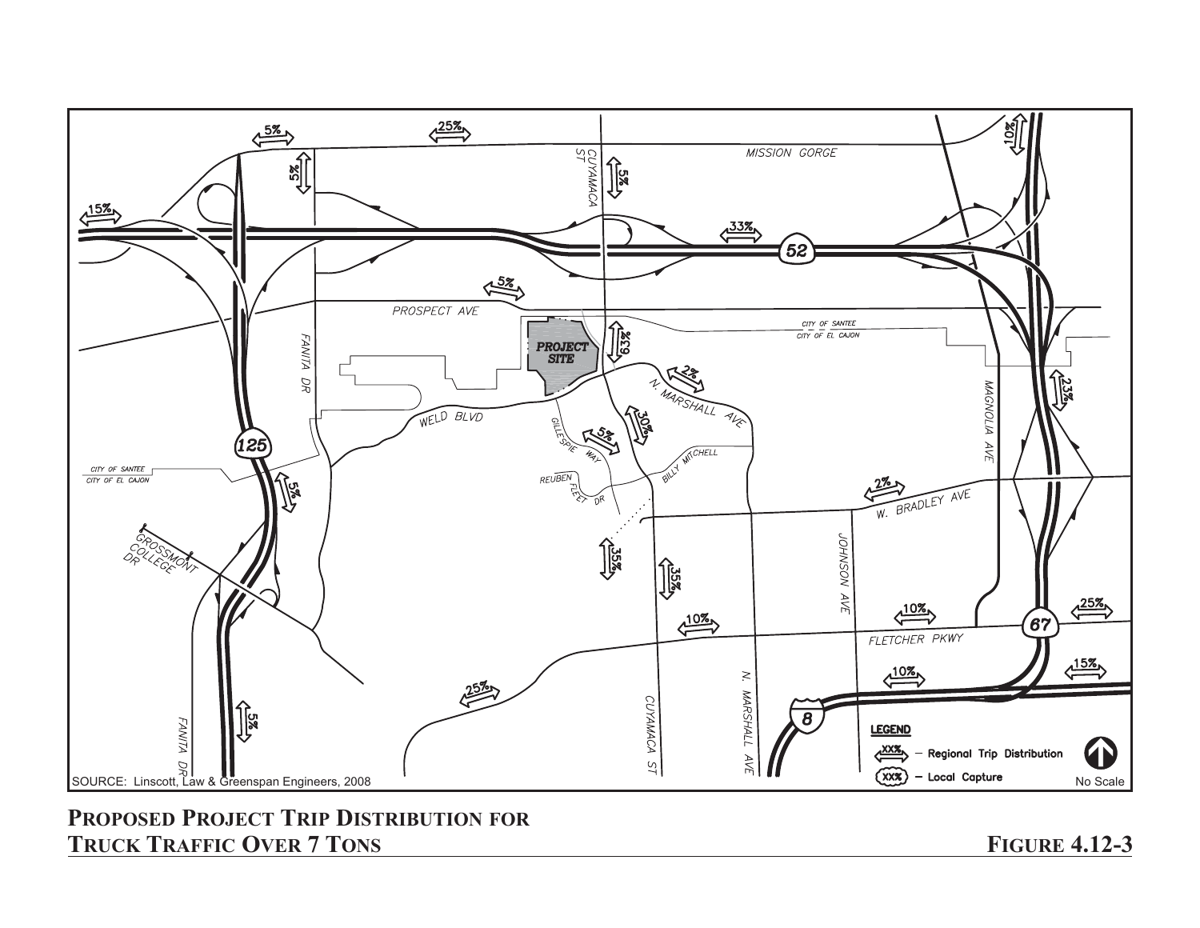SOURCE: Linscott, Law & Greenspan Engineers, 2008

**PROPOSED PROJECT TRIP DISTRIBUTION FOR TRUCK TRAFFIC OVER 7 TONS**

**FIGURE 4.12-3**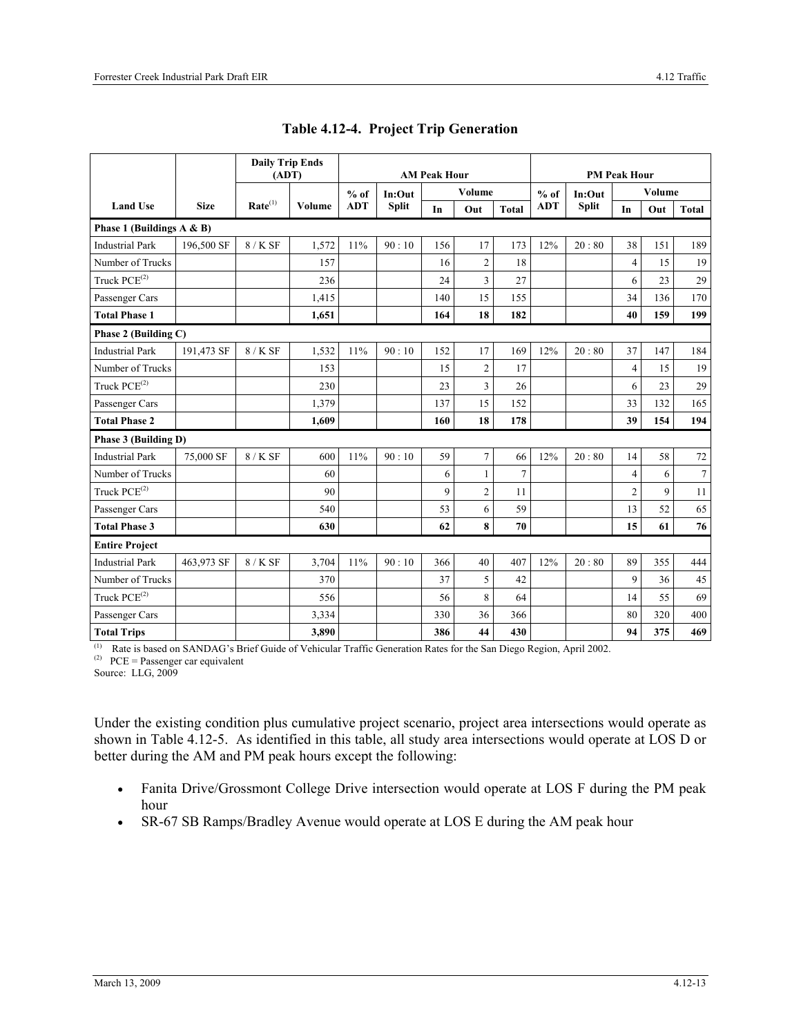**Table 4.12-4. Project Trip Generation**

| Land Use | Size | Daily Trip Ends (ADT) Rate[1] | Daily Trip Ends (ADT) Volume | AM Peak Hour % of ADT | AM Peak Hour In:Out Split | AM Peak Hour Volume In | AM Peak Hour Volume Out | AM Peak Hour Volume Total | PM Peak Hour % of ADT | PM Peak Hour In:Out Split | PM Peak Hour Volume In | PM Peak Hour Volume Out | PM Peak Hour Volume Total |
|---|---|---|---|---|---|---|---|---|---|---|---|---|---|
| **Phase 1 (Buildings A & B)** | | | | | | | | | | | | | |
| Industrial Park | 196,500 SF | 8 / K SF | 1,572 | 11% | 90 : 10 | 156 | 17 | 173 | 12% | 20 : 80 | 38 | 151 | 189 |
| Number of Trucks | | | 157 | | | 16 | 2 | 18 | | | 4 | 15 | 19 |
| Truck PCE[2] | | | 236 | | | 24 | 3 | 27 | | | 6 | 23 | 29 |
| Passenger Cars | | | 1,415 | | | 140 | 15 | 155 | | | 34 | 136 | 170 |
| **Total Phase 1** | | | **1,651** | | | **164** | **18** | **182** | | | **40** | **159** | **199** |
| **Phase 2 (Building C)** | | | | | | | | | | | | | |
| Industrial Park | 191,473 SF | 8 / K SF | 1,532 | 11% | 90 : 10 | 152 | 17 | 169 | 12% | 20 : 80 | 37 | 147 | 184 |
| Number of Trucks | | | 153 | | | 15 | 2 | 17 | | | 4 | 15 | 19 |
| Truck PCE[2] | | | 230 | | | 23 | 3 | 26 | | | 6 | 23 | 29 |
| Passenger Cars | | | 1,379 | | | 137 | 15 | 152 | | | 33 | 132 | 165 |
| **Total Phase 2** | | | **1,609** | | | **160** | **18** | **178** | | | **39** | **154** | **194** |
| **Phase 3 (Building D)** | | | | | | | | | | | | | |
| Industrial Park | 75,000 SF | 8 / K SF | 600 | 11% | 90 : 10 | 59 | 7 | 66 | 12% | 20 : 80 | 14 | 58 | 72 |
| Number of Trucks | | | 60 | | | 6 | 1 | 7 | | | 4 | 6 | 7 |
| Truck PCE[2] | | | 90 | | | 9 | 2 | 11 | | | 2 | 9 | 11 |
| Passenger Cars | | | 540 | | | 53 | 6 | 59 | | | 13 | 52 | 65 |
| **Total Phase 3** | | | **630** | | | **62** | **8** | **70** | | | **15** | **61** | **76** |
| **Entire Project** | | | | | | | | | | | | | |
| Industrial Park | 463,973 SF | 8 / K SF | 3,704 | 11% | 90 : 10 | 366 | 40 | 407 | 12% | 20 : 80 | 89 | 355 | 444 |
| Number of Trucks | | | 370 | | | 37 | 5 | 42 | | | 9 | 36 | 45 |
| Truck PCE[2] | | | 556 | | | 56 | 8 | 64 | | | 14 | 55 | 69 |
| Passenger Cars | | | 3,334 | | | 330 | 36 | 366 | | | 80 | 320 | 400 |
| **Total Trips** | | | **3,890** | | | **386** | **44** | **430** | | | **94** | **375** | **469** |

[1] Rate is based on SANDAG's Brief Guide of Vehicular Traffic Generation Rates for the San Diego Region, April 2002.
[2] PCE = Passenger car equivalent
Source: LLG, 2009

Under the existing condition plus cumulative project scenario, project area intersections would operate as shown in Table 4.12-5. As identified in this table, all study area intersections would operate at LOS D or better during the AM and PM peak hours except the following:

- Fanita Drive/Grossmont College Drive intersection would operate at LOS F during the PM peak hour
- SR-67 SB Ramps/Bradley Avenue would operate at LOS E during the AM peak hour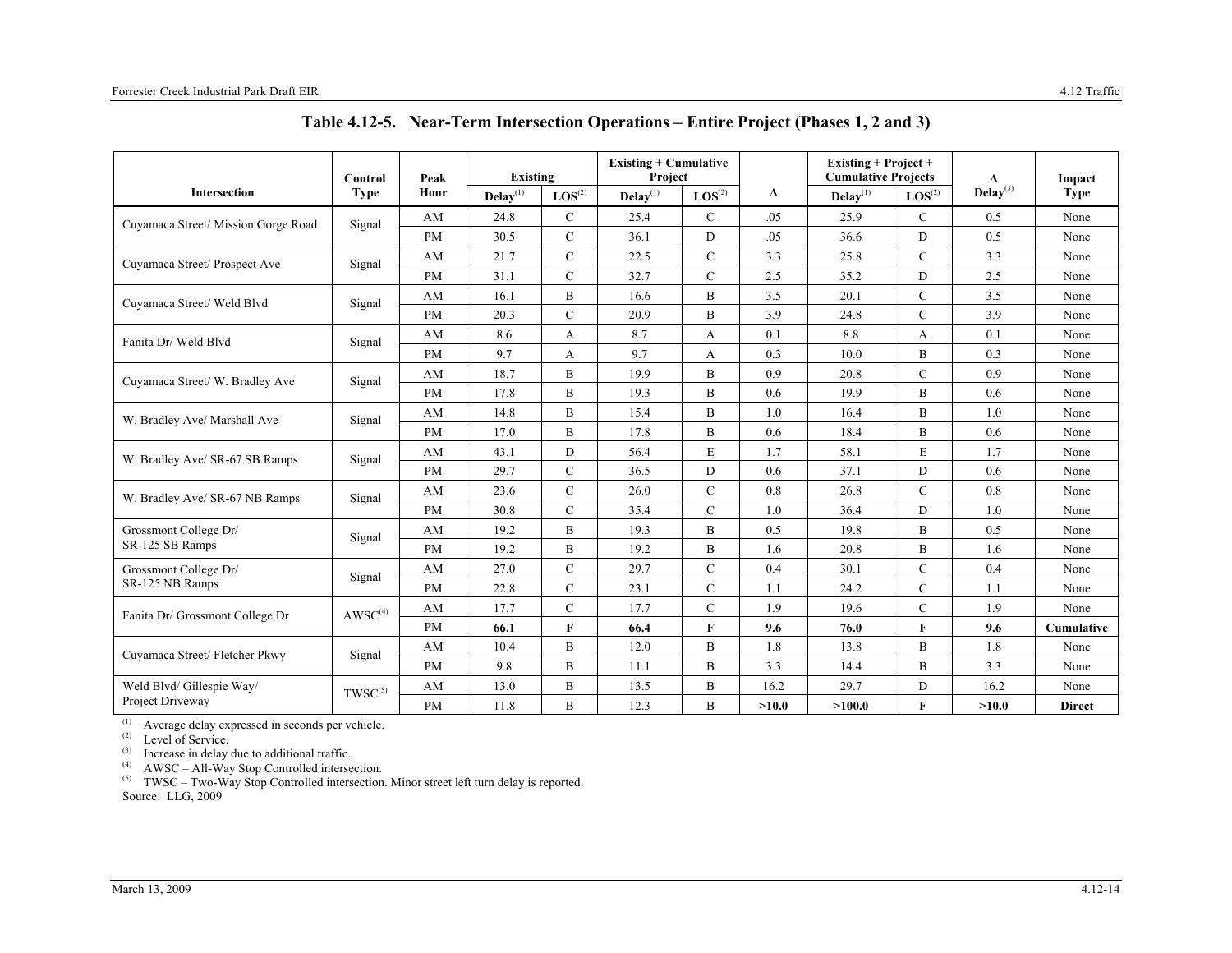## Table 4.12-5. Near-Term Intersection Operations – Entire Project (Phases 1, 2 and 3)

| Intersection | Control Type | Peak Hour | Existing | | Existing + Cumulative Project | | Δ | Existing + Project + Cumulative Projects | | Δ Delay[3] | Impact Type |
|---|---|---|---|---|---|---|---|---|---|---|---|
| | | | Delay[1] | LOS[2] | Delay[1] | LOS[2] | | Delay[1] | LOS[2] | | |
| Cuyamaca Street/ Mission Gorge Road | Signal | AM | 24.8 | C | 25.4 | C | .05 | 25.9 | C | 0.5 | None |
| | | PM | 30.5 | C | 36.1 | D | .05 | 36.6 | D | 0.5 | None |
| Cuyamaca Street/ Prospect Ave | Signal | AM | 21.7 | C | 22.5 | C | 3.3 | 25.8 | C | 3.3 | None |
| | | PM | 31.1 | C | 32.7 | C | 2.5 | 35.2 | D | 2.5 | None |
| Cuyamaca Street/ Weld Blvd | Signal | AM | 16.1 | B | 16.6 | B | 3.5 | 20.1 | C | 3.5 | None |
| | | PM | 20.3 | C | 20.9 | B | 3.9 | 24.8 | C | 3.9 | None |
| Fanita Dr/ Weld Blvd | Signal | AM | 8.6 | A | 8.7 | A | 0.1 | 8.8 | A | 0.1 | None |
| | | PM | 9.7 | A | 9.7 | A | 0.3 | 10.0 | B | 0.3 | None |
| Cuyamaca Street/ W. Bradley Ave | Signal | AM | 18.7 | B | 19.9 | B | 0.9 | 20.8 | C | 0.9 | None |
| | | PM | 17.8 | B | 19.3 | B | 0.6 | 19.9 | B | 0.6 | None |
| W. Bradley Ave/ Marshall Ave | Signal | AM | 14.8 | B | 15.4 | B | 1.0 | 16.4 | B | 1.0 | None |
| | | PM | 17.0 | B | 17.8 | B | 0.6 | 18.4 | B | 0.6 | None |
| W. Bradley Ave/ SR-67 SB Ramps | Signal | AM | 43.1 | D | 56.4 | E | 1.7 | 58.1 | E | 1.7 | None |
| | | PM | 29.7 | C | 36.5 | D | 0.6 | 37.1 | D | 0.6 | None |
| W. Bradley Ave/ SR-67 NB Ramps | Signal | AM | 23.6 | C | 26.0 | C | 0.8 | 26.8 | C | 0.8 | None |
| | | PM | 30.8 | C | 35.4 | C | 1.0 | 36.4 | D | 1.0 | None |
| Grossmont College Dr/ SR-125 SB Ramps | Signal | AM | 19.2 | B | 19.3 | B | 0.5 | 19.8 | B | 0.5 | None |
| | | PM | 19.2 | B | 19.2 | B | 1.6 | 20.8 | B | 1.6 | None |
| Grossmont College Dr/ SR-125 NB Ramps | Signal | AM | 27.0 | C | 29.7 | C | 0.4 | 30.1 | C | 0.4 | None |
| | | PM | 22.8 | C | 23.1 | C | 1.1 | 24.2 | C | 1.1 | None |
| Fanita Dr/ Grossmont College Dr | AWSC[4] | AM | 17.7 | C | 17.7 | C | 1.9 | 19.6 | C | 1.9 | None |
| | | PM | **66.1** | **F** | **66.4** | **F** | **9.6** | **76.0** | **F** | **9.6** | **Cumulative** |
| Cuyamaca Street/ Fletcher Pkwy | Signal | AM | 10.4 | B | 12.0 | B | 1.8 | 13.8 | B | 1.8 | None |
| | | PM | 9.8 | B | 11.1 | B | 3.3 | 14.4 | B | 3.3 | None |
| Weld Blvd/ Gillespie Way/ Project Driveway | TWSC[5] | AM | 13.0 | B | 13.5 | B | 16.2 | 29.7 | D | 16.2 | None |
| | | PM | 11.8 | B | 12.3 | B | **>10.0** | **>100.0** | **F** | **>10.0** | **Direct** |

(1) Average delay expressed in seconds per vehicle.
(2) Level of Service.
(3) Increase in delay due to additional traffic.
(4) AWSC – All-Way Stop Controlled intersection.
(5) TWSC – Two-Way Stop Controlled intersection. Minor street left turn delay is reported.
Source: LLG, 2009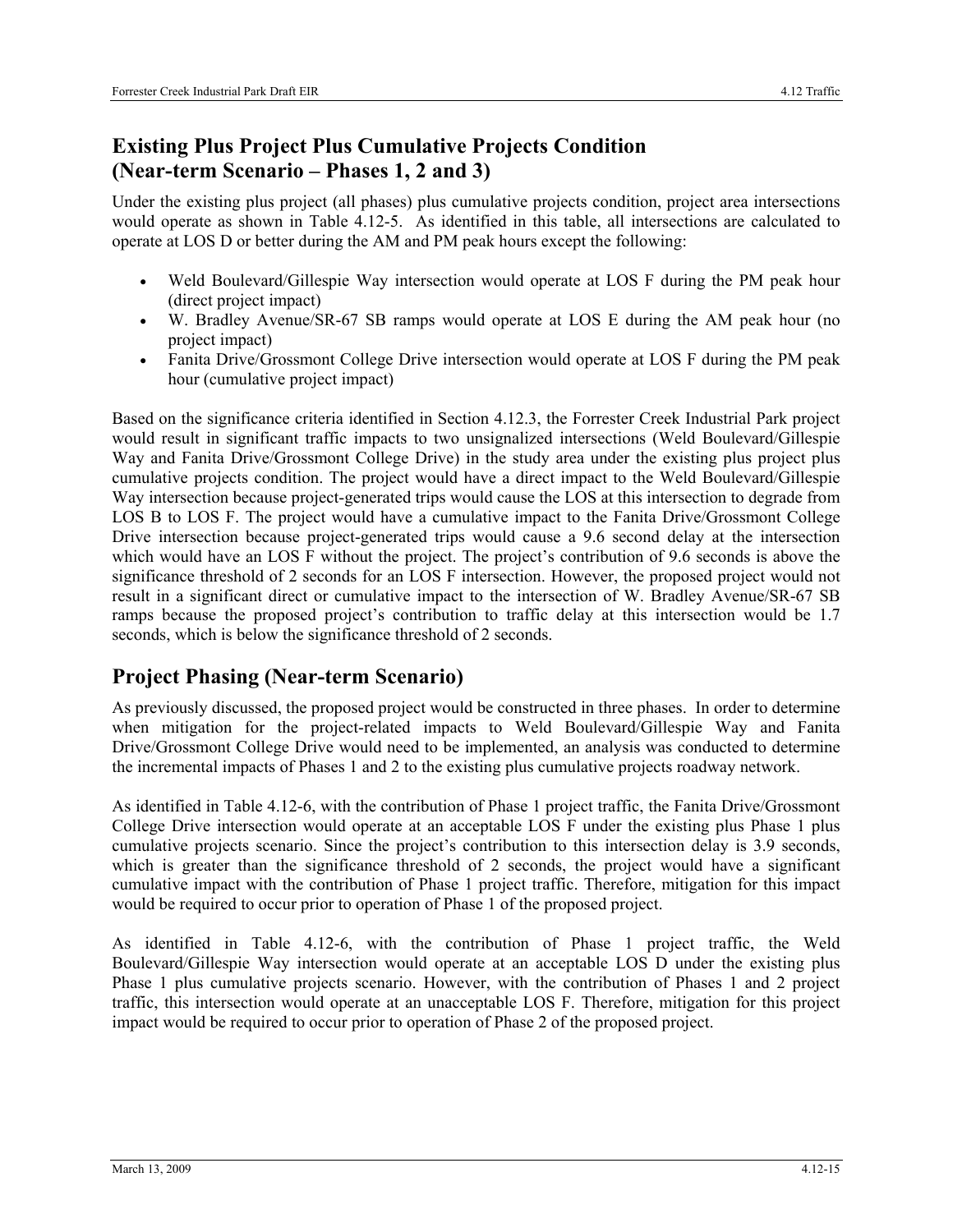## Existing Plus Project Plus Cumulative Projects Condition (Near-term Scenario – Phases 1, 2 and 3)

Under the existing plus project (all phases) plus cumulative projects condition, project area intersections would operate as shown in Table 4.12-5. As identified in this table, all intersections are calculated to operate at LOS D or better during the AM and PM peak hours except the following:

- Weld Boulevard/Gillespie Way intersection would operate at LOS F during the PM peak hour (direct project impact)
- W. Bradley Avenue/SR-67 SB ramps would operate at LOS E during the AM peak hour (no project impact)
- Fanita Drive/Grossmont College Drive intersection would operate at LOS F during the PM peak hour (cumulative project impact)

Based on the significance criteria identified in Section 4.12.3, the Forrester Creek Industrial Park project would result in significant traffic impacts to two unsignalized intersections (Weld Boulevard/Gillespie Way and Fanita Drive/Grossmont College Drive) in the study area under the existing plus project plus cumulative projects condition. The project would have a direct impact to the Weld Boulevard/Gillespie Way intersection because project-generated trips would cause the LOS at this intersection to degrade from LOS B to LOS F. The project would have a cumulative impact to the Fanita Drive/Grossmont College Drive intersection because project-generated trips would cause a 9.6 second delay at the intersection which would have an LOS F without the project. The project's contribution of 9.6 seconds is above the significance threshold of 2 seconds for an LOS F intersection. However, the proposed project would not result in a significant direct or cumulative impact to the intersection of W. Bradley Avenue/SR-67 SB ramps because the proposed project's contribution to traffic delay at this intersection would be 1.7 seconds, which is below the significance threshold of 2 seconds.

## Project Phasing (Near-term Scenario)

As previously discussed, the proposed project would be constructed in three phases. In order to determine when mitigation for the project-related impacts to Weld Boulevard/Gillespie Way and Fanita Drive/Grossmont College Drive would need to be implemented, an analysis was conducted to determine the incremental impacts of Phases 1 and 2 to the existing plus cumulative projects roadway network.

As identified in Table 4.12-6, with the contribution of Phase 1 project traffic, the Fanita Drive/Grossmont College Drive intersection would operate at an acceptable LOS F under the existing plus Phase 1 plus cumulative projects scenario. Since the project's contribution to this intersection delay is 3.9 seconds, which is greater than the significance threshold of 2 seconds, the project would have a significant cumulative impact with the contribution of Phase 1 project traffic. Therefore, mitigation for this impact would be required to occur prior to operation of Phase 1 of the proposed project.

As identified in Table 4.12-6, with the contribution of Phase 1 project traffic, the Weld Boulevard/Gillespie Way intersection would operate at an acceptable LOS D under the existing plus Phase 1 plus cumulative projects scenario. However, with the contribution of Phases 1 and 2 project traffic, this intersection would operate at an unacceptable LOS F. Therefore, mitigation for this project impact would be required to occur prior to operation of Phase 2 of the proposed project.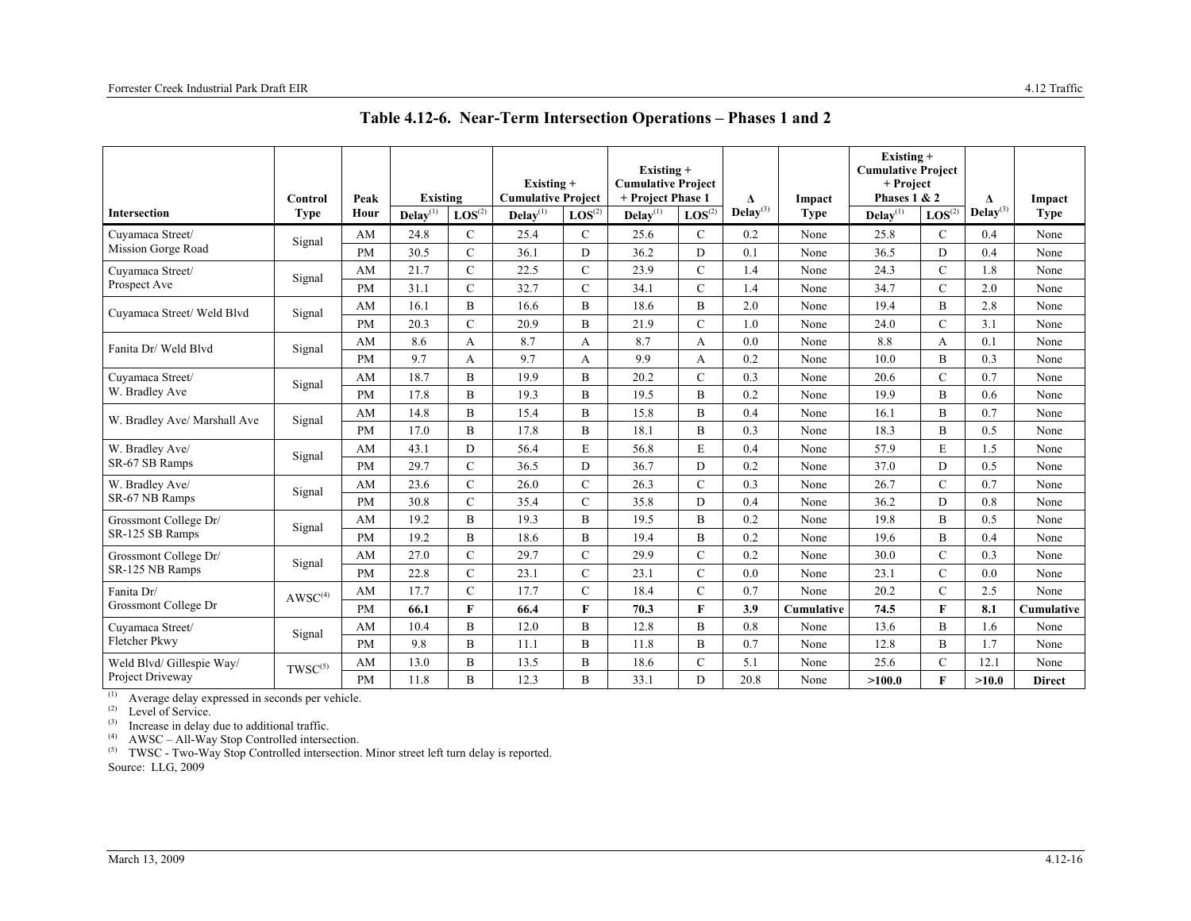# Table 4.12-6. Near-Term Intersection Operations – Phases 1 and 2

| Intersection | Control Type | Peak Hour | Existing | | Existing + Cumulative Project | | Existing + Cumulative Project + Project Phase 1 | | Δ | Impact Type | Existing + Cumulative Project + Project Phases 1 & 2 | | Δ | Impact Type |
|---|---|---|---|---|---|---|---|---|---|---|---|---|---|---|
| | | | Delay[(1)] | LOS[(2)] | Delay[(1)] | LOS[(2)] | Delay[(1)] | LOS[(2)] | Delay[(3)] | | Delay[(1)] | LOS[(2)] | Delay[(3)] | |
| Cuyamaca Street/ Mission Gorge Road | Signal | AM | 24.8 | C | 25.4 | C | 25.6 | C | 0.2 | None | 25.8 | C | 0.4 | None |
| | | PM | 30.5 | C | 36.1 | D | 36.2 | D | 0.1 | None | 36.5 | D | 0.4 | None |
| Cuyamaca Street/ Prospect Ave | Signal | AM | 21.7 | C | 22.5 | C | 23.9 | C | 1.4 | None | 24.3 | C | 1.8 | None |
| | | PM | 31.1 | C | 32.7 | C | 34.1 | C | 1.4 | None | 34.7 | C | 2.0 | None |
| Cuyamaca Street/ Weld Blvd | Signal | AM | 16.1 | B | 16.6 | B | 18.6 | B | 2.0 | None | 19.4 | B | 2.8 | None |
| | | PM | 20.3 | C | 20.9 | B | 21.9 | C | 1.0 | None | 24.0 | C | 3.1 | None |
| Fanita Dr/ Weld Blvd | Signal | AM | 8.6 | A | 8.7 | A | 8.7 | A | 0.0 | None | 8.8 | A | 0.1 | None |
| | | PM | 9.7 | A | 9.7 | A | 9.9 | A | 0.2 | None | 10.0 | B | 0.3 | None |
| Cuyamaca Street/ W. Bradley Ave | Signal | AM | 18.7 | B | 19.9 | B | 20.2 | C | 0.3 | None | 20.6 | C | 0.7 | None |
| | | PM | 17.8 | B | 19.3 | B | 19.5 | B | 0.2 | None | 19.9 | B | 0.6 | None |
| W. Bradley Ave/ Marshall Ave | Signal | AM | 14.8 | B | 15.4 | B | 15.8 | B | 0.4 | None | 16.1 | B | 0.7 | None |
| | | PM | 17.0 | B | 17.8 | B | 18.1 | B | 0.3 | None | 18.3 | B | 0.5 | None |
| W. Bradley Ave/ SR-67 SB Ramps | Signal | AM | 43.1 | D | 56.4 | E | 56.8 | E | 0.4 | None | 57.9 | E | 1.5 | None |
| | | PM | 29.7 | C | 36.5 | D | 36.7 | D | 0.2 | None | 37.0 | D | 0.5 | None |
| W. Bradley Ave/ SR-67 NB Ramps | Signal | AM | 23.6 | C | 26.0 | C | 26.3 | C | 0.3 | None | 26.7 | C | 0.7 | None |
| | | PM | 30.8 | C | 35.4 | C | 35.8 | D | 0.4 | None | 36.2 | D | 0.8 | None |
| Grossmont College Dr/ SR-125 SB Ramps | Signal | AM | 19.2 | B | 19.3 | B | 19.5 | B | 0.2 | None | 19.8 | B | 0.5 | None |
| | | PM | 19.2 | B | 18.6 | B | 19.4 | B | 0.2 | None | 19.6 | B | 0.4 | None |
| Grossmont College Dr/ SR-125 NB Ramps | Signal | AM | 27.0 | C | 29.7 | C | 29.9 | C | 0.2 | None | 30.0 | C | 0.3 | None |
| | | PM | 22.8 | C | 23.1 | C | 23.1 | C | 0.0 | None | 23.1 | C | 0.0 | None |
| Fanita Dr/ Grossmont College Dr | AWSC[(4)] | AM | 17.7 | C | 17.7 | C | 18.4 | C | 0.7 | None | 20.2 | C | 2.5 | None |
| | | PM | **66.1** | **F** | **66.4** | **F** | **70.3** | **F** | **3.9** | **Cumulative** | **74.5** | **F** | **8.1** | **Cumulative** |
| Cuyamaca Street/ Fletcher Pkwy | Signal | AM | 10.4 | B | 12.0 | B | 12.8 | B | 0.8 | None | 13.6 | B | 1.6 | None |
| | | PM | 9.8 | B | 11.1 | B | 11.8 | B | 0.7 | None | 12.8 | B | 1.7 | None |
| Weld Blvd/ Gillespie Way/ Project Driveway | TWSC[(5)] | AM | 13.0 | B | 13.5 | B | 18.6 | C | 5.1 | None | 25.6 | C | 12.1 | None |
| | | PM | 11.8 | B | 12.3 | B | 33.1 | D | 20.8 | None | **>100.0** | **F** | **>10.0** | **Direct** |

(1) Average delay expressed in seconds per vehicle.
(2) Level of Service.
(3) Increase in delay due to additional traffic.
(4) AWSC – All-Way Stop Controlled intersection.
(5) TWSC - Two-Way Stop Controlled intersection. Minor street left turn delay is reported.

Source: LLG, 2009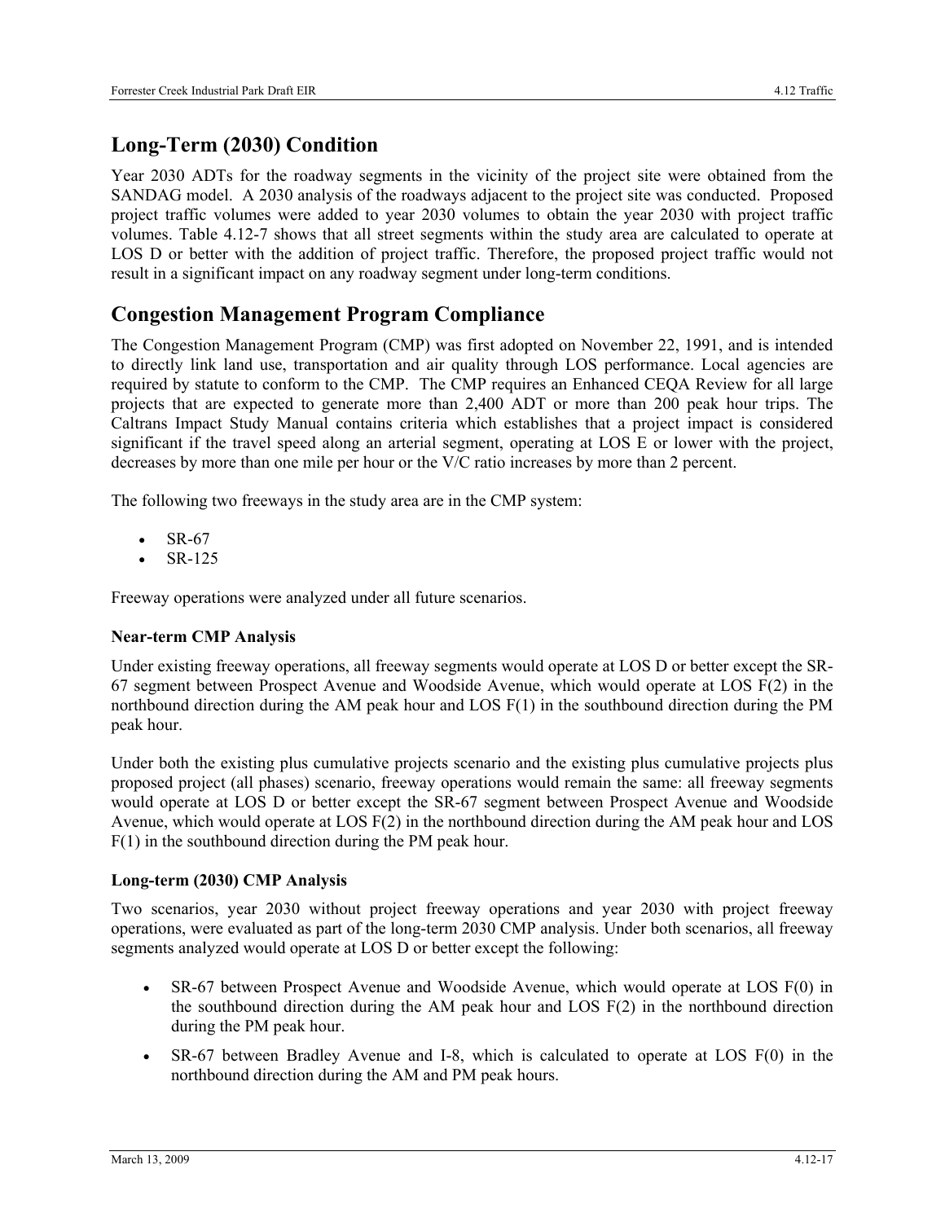## Long-Term (2030) Condition

Year 2030 ADTs for the roadway segments in the vicinity of the project site were obtained from the SANDAG model. A 2030 analysis of the roadways adjacent to the project site was conducted. Proposed project traffic volumes were added to year 2030 volumes to obtain the year 2030 with project traffic volumes. Table 4.12-7 shows that all street segments within the study area are calculated to operate at LOS D or better with the addition of project traffic. Therefore, the proposed project traffic would not result in a significant impact on any roadway segment under long-term conditions.

## Congestion Management Program Compliance

The Congestion Management Program (CMP) was first adopted on November 22, 1991, and is intended to directly link land use, transportation and air quality through LOS performance. Local agencies are required by statute to conform to the CMP. The CMP requires an Enhanced CEQA Review for all large projects that are expected to generate more than 2,400 ADT or more than 200 peak hour trips. The Caltrans Impact Study Manual contains criteria which establishes that a project impact is considered significant if the travel speed along an arterial segment, operating at LOS E or lower with the project, decreases by more than one mile per hour or the V/C ratio increases by more than 2 percent.

The following two freeways in the study area are in the CMP system:

- SR-67
- SR-125

Freeway operations were analyzed under all future scenarios.

**Near-term CMP Analysis**

Under existing freeway operations, all freeway segments would operate at LOS D or better except the SR-67 segment between Prospect Avenue and Woodside Avenue, which would operate at LOS F(2) in the northbound direction during the AM peak hour and LOS F(1) in the southbound direction during the PM peak hour.

Under both the existing plus cumulative projects scenario and the existing plus cumulative projects plus proposed project (all phases) scenario, freeway operations would remain the same: all freeway segments would operate at LOS D or better except the SR-67 segment between Prospect Avenue and Woodside Avenue, which would operate at LOS F(2) in the northbound direction during the AM peak hour and LOS F(1) in the southbound direction during the PM peak hour.

**Long-term (2030) CMP Analysis**

Two scenarios, year 2030 without project freeway operations and year 2030 with project freeway operations, were evaluated as part of the long-term 2030 CMP analysis. Under both scenarios, all freeway segments analyzed would operate at LOS D or better except the following:

- SR-67 between Prospect Avenue and Woodside Avenue, which would operate at LOS F(0) in the southbound direction during the AM peak hour and LOS F(2) in the northbound direction during the PM peak hour.
- SR-67 between Bradley Avenue and I-8, which is calculated to operate at LOS F(0) in the northbound direction during the AM and PM peak hours.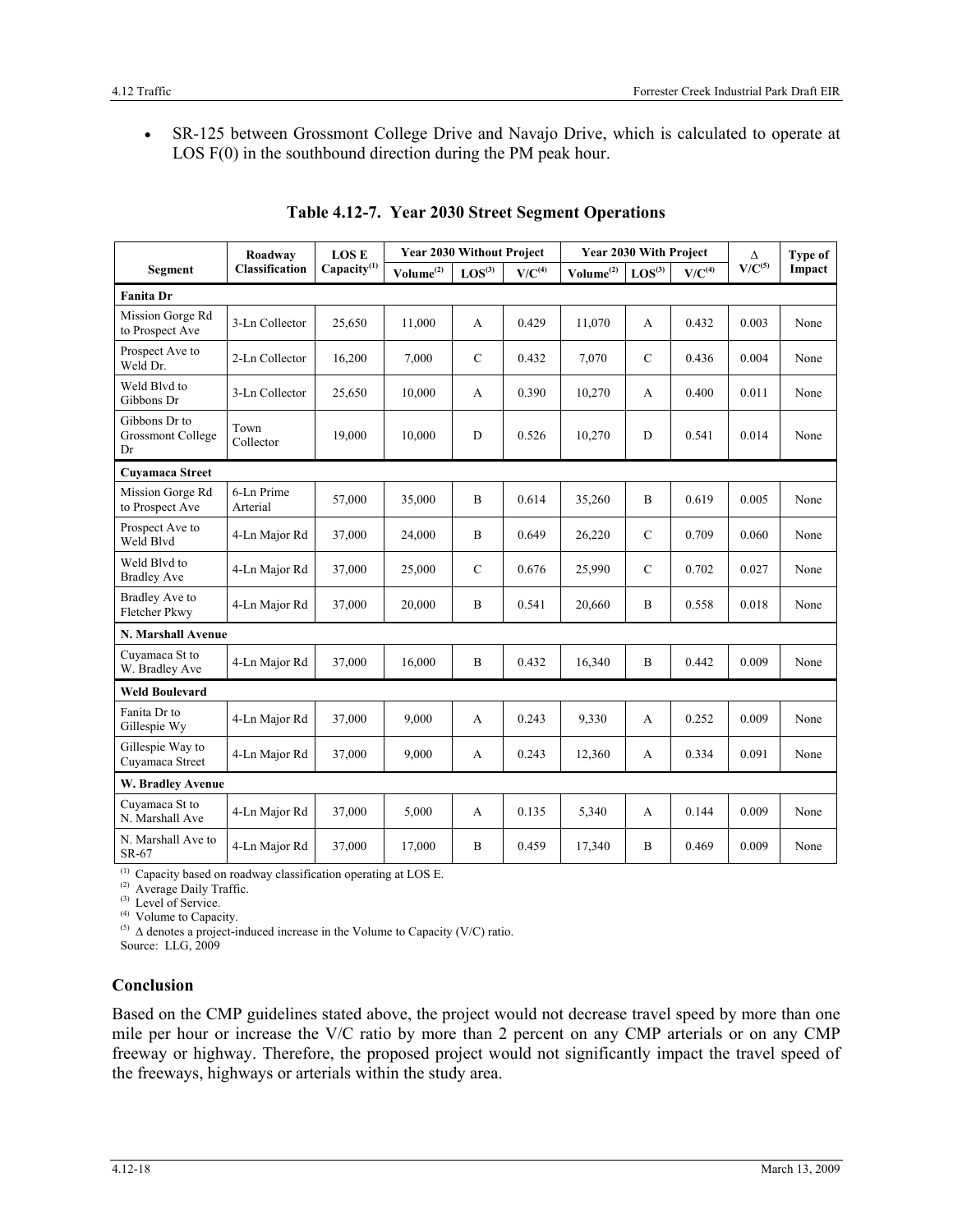- SR-125 between Grossmont College Drive and Navajo Drive, which is calculated to operate at LOS F(0) in the southbound direction during the PM peak hour.

**Table 4.12-7. Year 2030 Street Segment Operations**

| Segment | Roadway Classification | LOS E Capacity(1) | Year 2030 Without Project | | | Year 2030 With Project | | | Δ V/C(5) | Type of Impact |
|---|---|---|---|---|---|---|---|---|---|---|
| | | | Volume(2) | LOS(3) | V/C(4) | Volume(2) | LOS(3) | V/C(4) | | |
| **Fanita Dr** | | | | | | | | | | |
| Mission Gorge Rd to Prospect Ave | 3-Ln Collector | 25,650 | 11,000 | A | 0.429 | 11,070 | A | 0.432 | 0.003 | None |
| Prospect Ave to Weld Dr. | 2-Ln Collector | 16,200 | 7,000 | C | 0.432 | 7,070 | C | 0.436 | 0.004 | None |
| Weld Blvd to Gibbons Dr | 3-Ln Collector | 25,650 | 10,000 | A | 0.390 | 10,270 | A | 0.400 | 0.011 | None |
| Gibbons Dr to Grossmont College Dr | Town Collector | 19,000 | 10,000 | D | 0.526 | 10,270 | D | 0.541 | 0.014 | None |
| **Cuyamaca Street** | | | | | | | | | | |
| Mission Gorge Rd to Prospect Ave | 6-Ln Prime Arterial | 57,000 | 35,000 | B | 0.614 | 35,260 | B | 0.619 | 0.005 | None |
| Prospect Ave to Weld Blvd | 4-Ln Major Rd | 37,000 | 24,000 | B | 0.649 | 26,220 | C | 0.709 | 0.060 | None |
| Weld Blvd to Bradley Ave | 4-Ln Major Rd | 37,000 | 25,000 | C | 0.676 | 25,990 | C | 0.702 | 0.027 | None |
| Bradley Ave to Fletcher Pkwy | 4-Ln Major Rd | 37,000 | 20,000 | B | 0.541 | 20,660 | B | 0.558 | 0.018 | None |
| **N. Marshall Avenue** | | | | | | | | | | |
| Cuyamaca St to W. Bradley Ave | 4-Ln Major Rd | 37,000 | 16,000 | B | 0.432 | 16,340 | B | 0.442 | 0.009 | None |
| **Weld Boulevard** | | | | | | | | | | |
| Fanita Dr to Gillespie Wy | 4-Ln Major Rd | 37,000 | 9,000 | A | 0.243 | 9,330 | A | 0.252 | 0.009 | None |
| Gillespie Way to Cuyamaca Street | 4-Ln Major Rd | 37,000 | 9,000 | A | 0.243 | 12,360 | A | 0.334 | 0.091 | None |
| **W. Bradley Avenue** | | | | | | | | | | |
| Cuyamaca St to N. Marshall Ave | 4-Ln Major Rd | 37,000 | 5,000 | A | 0.135 | 5,340 | A | 0.144 | 0.009 | None |
| N. Marshall Ave to SR-67 | 4-Ln Major Rd | 37,000 | 17,000 | B | 0.459 | 17,340 | B | 0.469 | 0.009 | None |

(1) Capacity based on roadway classification operating at LOS E.
(2) Average Daily Traffic.
(3) Level of Service.
(4) Volume to Capacity.
(5) Δ denotes a project-induced increase in the Volume to Capacity (V/C) ratio.
Source: LLG, 2009

### Conclusion

Based on the CMP guidelines stated above, the project would not decrease travel speed by more than one mile per hour or increase the V/C ratio by more than 2 percent on any CMP arterials or on any CMP freeway or highway. Therefore, the proposed project would not significantly impact the travel speed of the freeways, highways or arterials within the study area.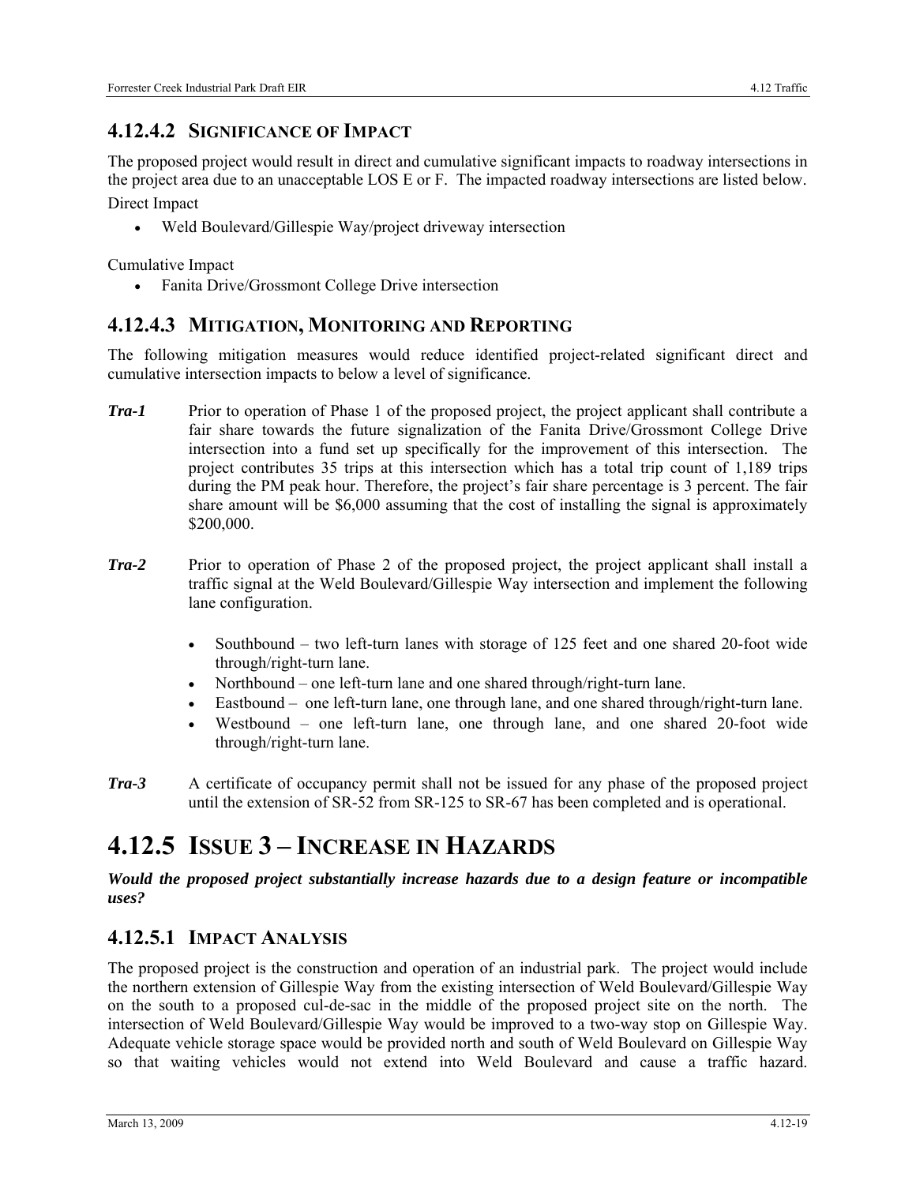### 4.12.4.2 Significance of Impact

The proposed project would result in direct and cumulative significant impacts to roadway intersections in the project area due to an unacceptable LOS E or F. The impacted roadway intersections are listed below.

Direct Impact

- Weld Boulevard/Gillespie Way/project driveway intersection

Cumulative Impact

- Fanita Drive/Grossmont College Drive intersection

### 4.12.4.3 Mitigation, Monitoring and Reporting

The following mitigation measures would reduce identified project-related significant direct and cumulative intersection impacts to below a level of significance.

***Tra-1*** Prior to operation of Phase 1 of the proposed project, the project applicant shall contribute a fair share towards the future signalization of the Fanita Drive/Grossmont College Drive intersection into a fund set up specifically for the improvement of this intersection. The project contributes 35 trips at this intersection which has a total trip count of 1,189 trips during the PM peak hour. Therefore, the project's fair share percentage is 3 percent. The fair share amount will be $6,000 assuming that the cost of installing the signal is approximately $200,000.

***Tra-2*** Prior to operation of Phase 2 of the proposed project, the project applicant shall install a traffic signal at the Weld Boulevard/Gillespie Way intersection and implement the following lane configuration.

- Southbound – two left-turn lanes with storage of 125 feet and one shared 20-foot wide through/right-turn lane.
- Northbound – one left-turn lane and one shared through/right-turn lane.
- Eastbound – one left-turn lane, one through lane, and one shared through/right-turn lane.
- Westbound – one left-turn lane, one through lane, and one shared 20-foot wide through/right-turn lane.

***Tra-3*** A certificate of occupancy permit shall not be issued for any phase of the proposed project until the extension of SR-52 from SR-125 to SR-67 has been completed and is operational.

## 4.12.5 Issue 3 – Increase in Hazards

***Would the proposed project substantially increase hazards due to a design feature or incompatible uses?***

### 4.12.5.1 Impact Analysis

The proposed project is the construction and operation of an industrial park. The project would include the northern extension of Gillespie Way from the existing intersection of Weld Boulevard/Gillespie Way on the south to a proposed cul-de-sac in the middle of the proposed project site on the north. The intersection of Weld Boulevard/Gillespie Way would be improved to a two-way stop on Gillespie Way. Adequate vehicle storage space would be provided north and south of Weld Boulevard on Gillespie Way so that waiting vehicles would not extend into Weld Boulevard and cause a traffic hazard.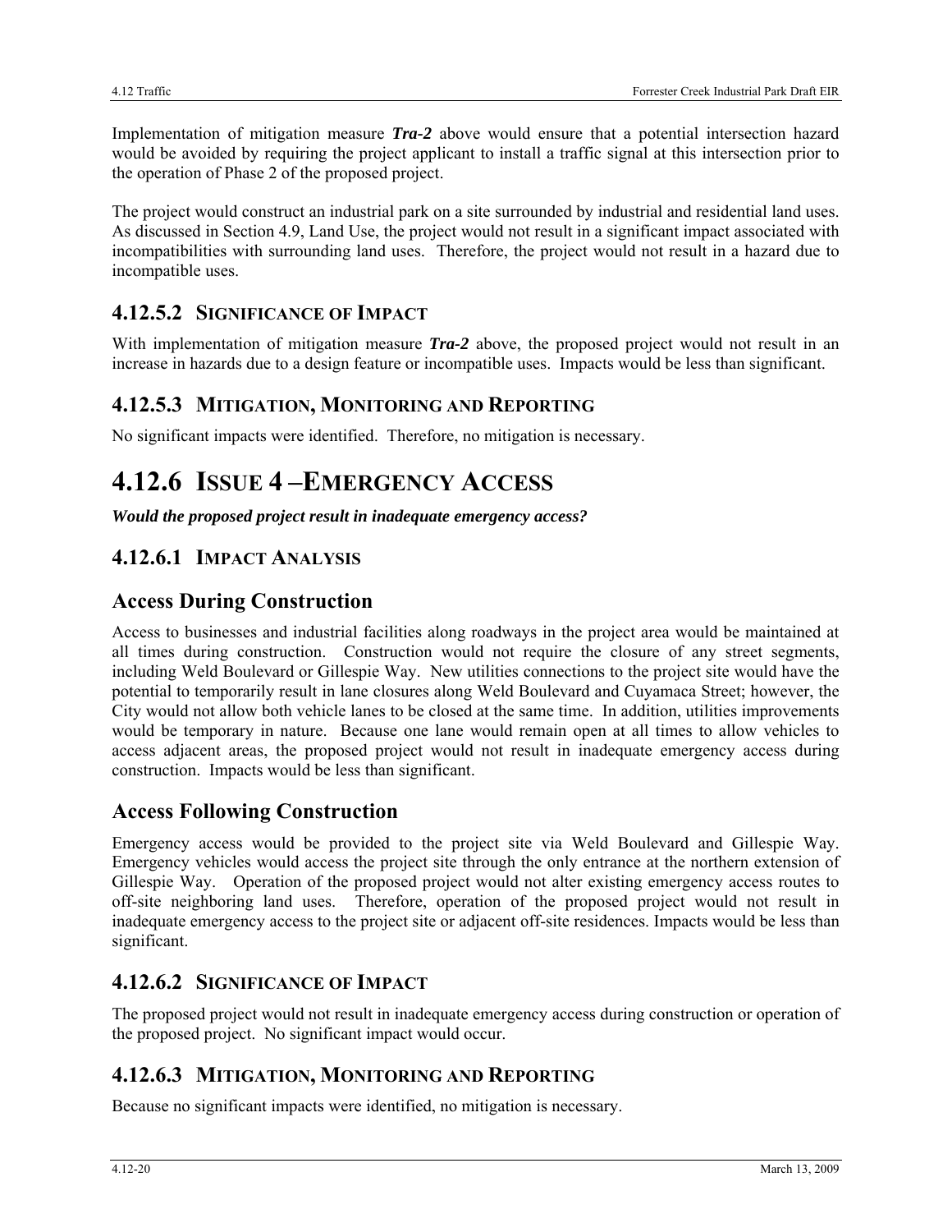Implementation of mitigation measure ***Tra-2*** above would ensure that a potential intersection hazard would be avoided by requiring the project applicant to install a traffic signal at this intersection prior to the operation of Phase 2 of the proposed project.

The project would construct an industrial park on a site surrounded by industrial and residential land uses. As discussed in Section 4.9, Land Use, the project would not result in a significant impact associated with incompatibilities with surrounding land uses. Therefore, the project would not result in a hazard due to incompatible uses.

### 4.12.5.2 SIGNIFICANCE OF IMPACT

With implementation of mitigation measure ***Tra-2*** above, the proposed project would not result in an increase in hazards due to a design feature or incompatible uses. Impacts would be less than significant.

### 4.12.5.3 MITIGATION, MONITORING AND REPORTING

No significant impacts were identified. Therefore, no mitigation is necessary.

# 4.12.6 ISSUE 4 –EMERGENCY ACCESS

***Would the proposed project result in inadequate emergency access?***

### 4.12.6.1 IMPACT ANALYSIS

## Access During Construction

Access to businesses and industrial facilities along roadways in the project area would be maintained at all times during construction. Construction would not require the closure of any street segments, including Weld Boulevard or Gillespie Way. New utilities connections to the project site would have the potential to temporarily result in lane closures along Weld Boulevard and Cuyamaca Street; however, the City would not allow both vehicle lanes to be closed at the same time. In addition, utilities improvements would be temporary in nature. Because one lane would remain open at all times to allow vehicles to access adjacent areas, the proposed project would not result in inadequate emergency access during construction. Impacts would be less than significant.

## Access Following Construction

Emergency access would be provided to the project site via Weld Boulevard and Gillespie Way. Emergency vehicles would access the project site through the only entrance at the northern extension of Gillespie Way. Operation of the proposed project would not alter existing emergency access routes to off-site neighboring land uses. Therefore, operation of the proposed project would not result in inadequate emergency access to the project site or adjacent off-site residences. Impacts would be less than significant.

### 4.12.6.2 SIGNIFICANCE OF IMPACT

The proposed project would not result in inadequate emergency access during construction or operation of the proposed project. No significant impact would occur.

### 4.12.6.3 MITIGATION, MONITORING AND REPORTING

Because no significant impacts were identified, no mitigation is necessary.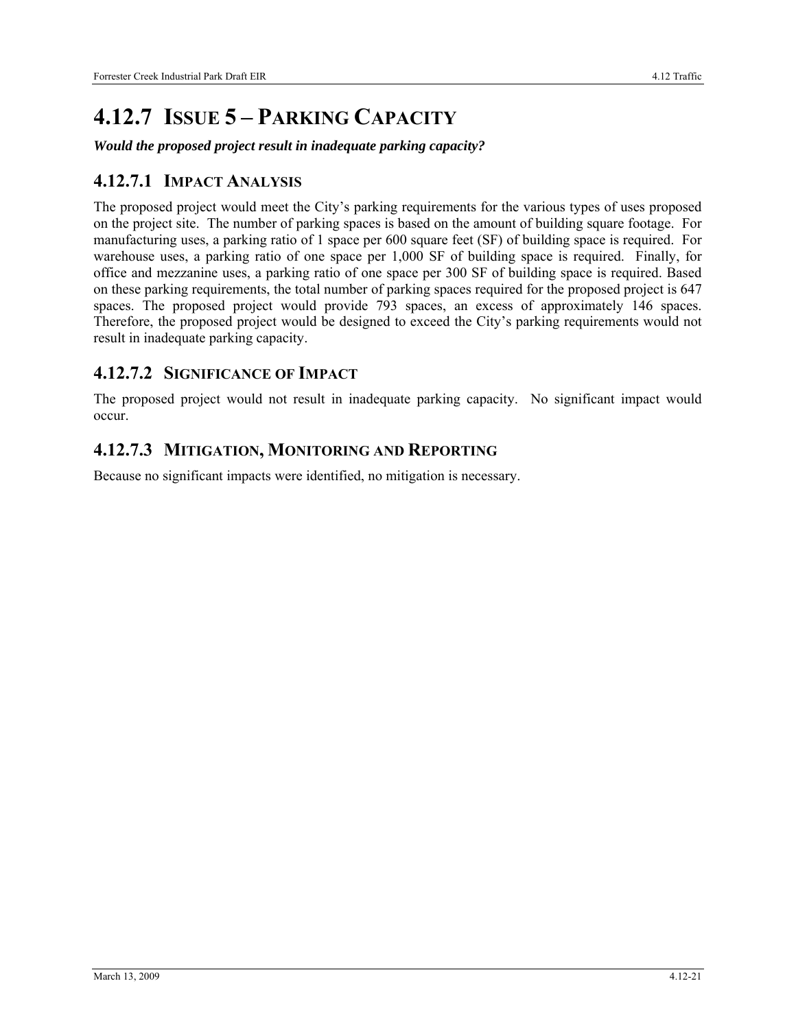# 4.12.7 ISSUE 5 – PARKING CAPACITY

***Would the proposed project result in inadequate parking capacity?***

## 4.12.7.1 IMPACT ANALYSIS

The proposed project would meet the City's parking requirements for the various types of uses proposed on the project site. The number of parking spaces is based on the amount of building square footage. For manufacturing uses, a parking ratio of 1 space per 600 square feet (SF) of building space is required. For warehouse uses, a parking ratio of one space per 1,000 SF of building space is required. Finally, for office and mezzanine uses, a parking ratio of one space per 300 SF of building space is required. Based on these parking requirements, the total number of parking spaces required for the proposed project is 647 spaces. The proposed project would provide 793 spaces, an excess of approximately 146 spaces. Therefore, the proposed project would be designed to exceed the City's parking requirements would not result in inadequate parking capacity.

## 4.12.7.2 SIGNIFICANCE OF IMPACT

The proposed project would not result in inadequate parking capacity. No significant impact would occur.

## 4.12.7.3 MITIGATION, MONITORING AND REPORTING

Because no significant impacts were identified, no mitigation is necessary.